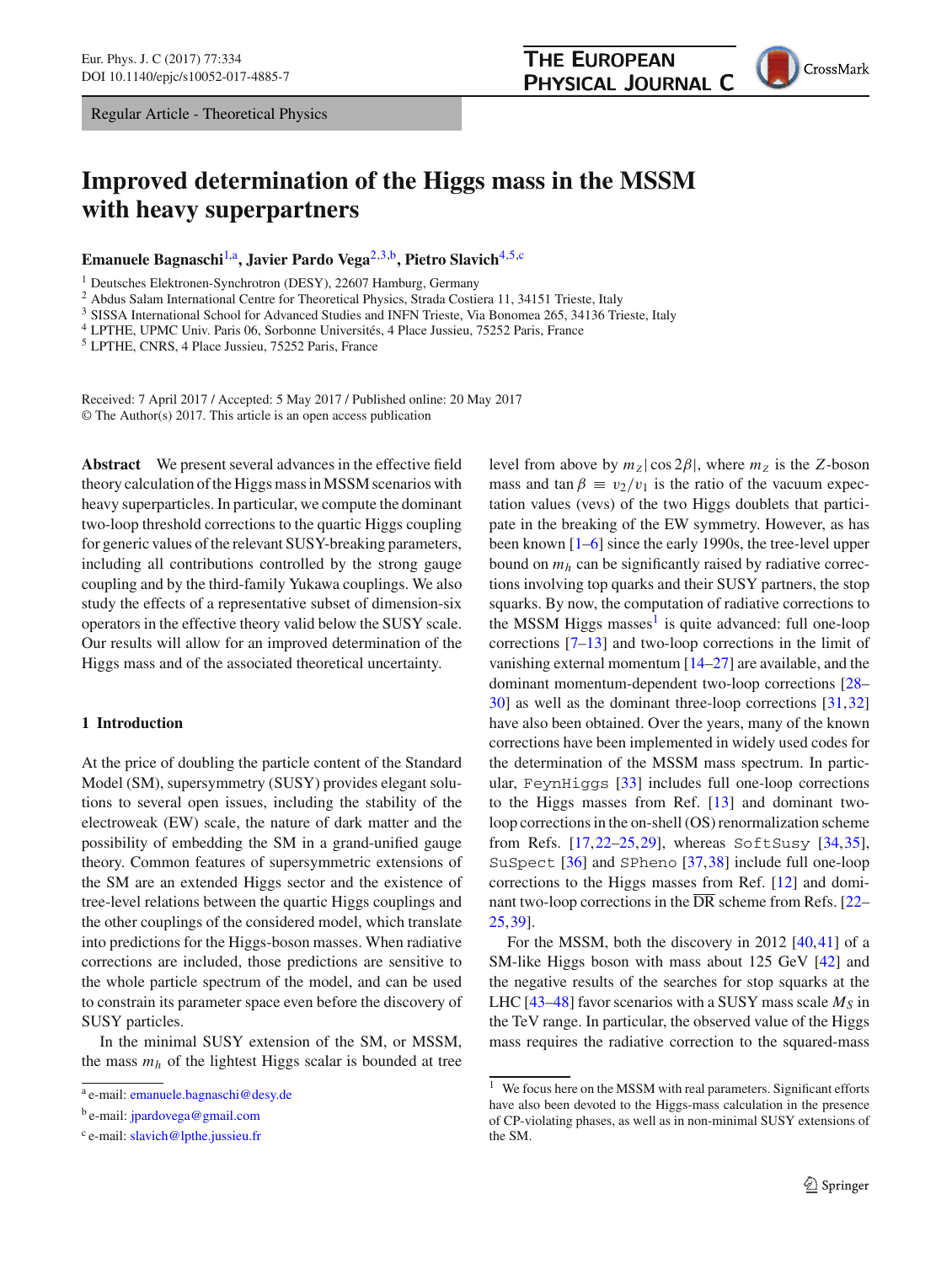Regular Article - Theoretical Physics

# Improved determination of the Higgs mass in the MSSM with heavy superpartners

**Emanuele Bagnaschi**[1,a], **Javier Pardo Vega**[2,3,b], **Pietro Slavich**[4,5,c]

[1] Deutsches Elektronen-Synchrotron (DESY), 22607 Hamburg, Germany
[2] Abdus Salam International Centre for Theoretical Physics, Strada Costiera 11, 34151 Trieste, Italy
[3] SISSA International School for Advanced Studies and INFN Trieste, Via Bonomea 265, 34136 Trieste, Italy
[4] LPTHE, UPMC Univ. Paris 06, Sorbonne Universités, 4 Place Jussieu, 75252 Paris, France
[5] LPTHE, CNRS, 4 Place Jussieu, 75252 Paris, France

Received: 7 April 2017 / Accepted: 5 May 2017 / Published online: 20 May 2017
© The Author(s) 2017. This article is an open access publication

**Abstract** We present several advances in the effective field theory calculation of the Higgs mass in MSSM scenarios with heavy superparticles. In particular, we compute the dominant two-loop threshold corrections to the quartic Higgs coupling for generic values of the relevant SUSY-breaking parameters, including all contributions controlled by the strong gauge coupling and by the third-family Yukawa couplings. We also study the effects of a representative subset of dimension-six operators in the effective theory valid below the SUSY scale. Our results will allow for an improved determination of the Higgs mass and of the associated theoretical uncertainty.

## 1 Introduction

At the price of doubling the particle content of the Standard Model (SM), supersymmetry (SUSY) provides elegant solutions to several open issues, including the stability of the electroweak (EW) scale, the nature of dark matter and the possibility of embedding the SM in a grand-unified gauge theory. Common features of supersymmetric extensions of the SM are an extended Higgs sector and the existence of tree-level relations between the quartic Higgs couplings and the other couplings of the considered model, which translate into predictions for the Higgs-boson masses. When radiative corrections are included, those predictions are sensitive to the whole particle spectrum of the model, and can be used to constrain its parameter space even before the discovery of SUSY particles.

In the minimal SUSY extension of the SM, or MSSM, the mass $m_h$ of the lightest Higgs scalar is bounded at tree level from above by $m_Z|\cos 2\beta|$, where $m_Z$ is the $Z$-boson mass and $\tan\beta \equiv v_2/v_1$ is the ratio of the vacuum expectation values (vevs) of the two Higgs doublets that participate in the breaking of the EW symmetry. However, as has been known [1–6] since the early 1990s, the tree-level upper bound on $m_h$ can be significantly raised by radiative corrections involving top quarks and their SUSY partners, the stop squarks. By now, the computation of radiative corrections to the MSSM Higgs masses[1] is quite advanced: full one-loop corrections [7–13] and two-loop corrections in the limit of vanishing external momentum [14–27] are available, and the dominant momentum-dependent two-loop corrections [28–30] as well as the dominant three-loop corrections [31,32] have also been obtained. Over the years, many of the known corrections have been implemented in widely used codes for the determination of the MSSM mass spectrum. In particular, FeynHiggs [33] includes full one-loop corrections to the Higgs masses from Ref. [13] and dominant two-loop corrections in the on-shell (OS) renormalization scheme from Refs. [17,22–25,29], whereas SoftSusy [34,35], SuSpect [36] and SPheno [37,38] include full one-loop corrections to the Higgs masses from Ref. [12] and dominant two-loop corrections in the $\overline{\rm DR}$ scheme from Refs. [22–25,39].

For the MSSM, both the discovery in 2012 [40,41] of a SM-like Higgs boson with mass about 125 GeV [42] and the negative results of the searches for stop squarks at the LHC [43–48] favor scenarios with a SUSY mass scale $M_S$ in the TeV range. In particular, the observed value of the Higgs mass requires the radiative correction to the squared-mass

[1] We focus here on the MSSM with real parameters. Significant efforts have also been devoted to the Higgs-mass calculation in the presence of CP-violating phases, as well as in non-minimal SUSY extensions of the SM.

[a] e-mail: emanuele.bagnaschi@desy.de
[b] e-mail: jpardovega@gmail.com
[c] e-mail: slavich@lpthe.jussieu.fr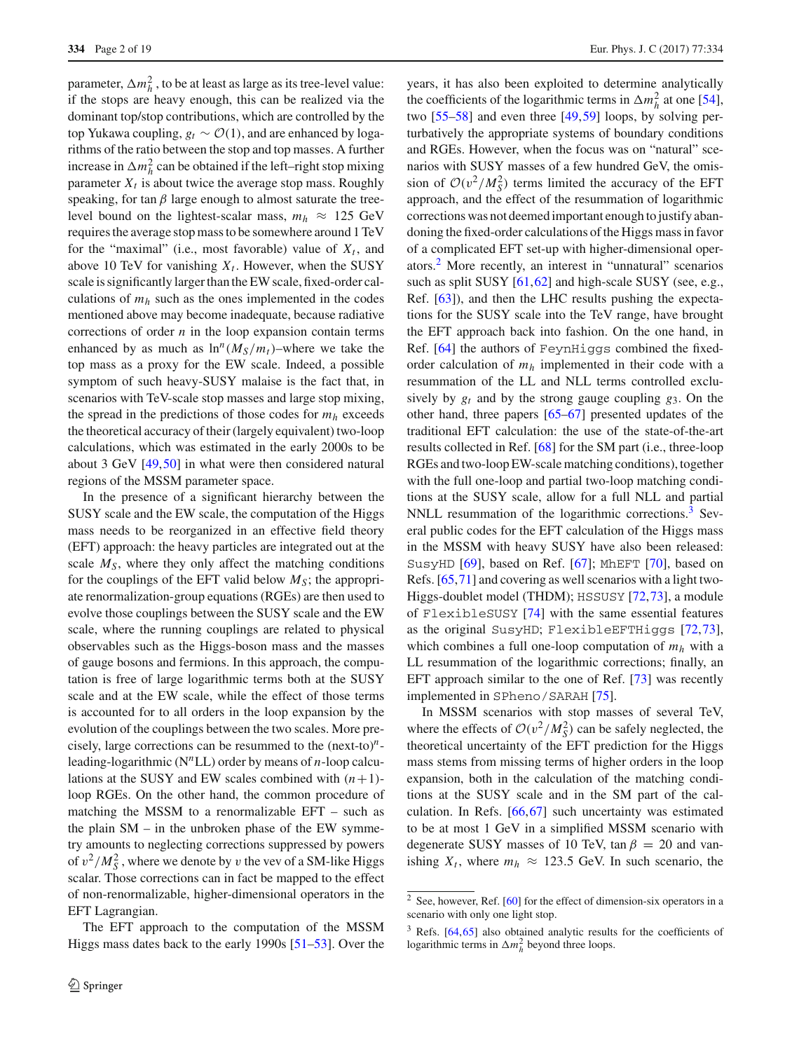parameter, $\Delta m_h^2$, to be at least as large as its tree-level value: if the stops are heavy enough, this can be realized via the dominant top/stop contributions, which are controlled by the top Yukawa coupling, $g_t \sim \mathcal{O}(1)$, and are enhanced by logarithms of the ratio between the stop and top masses. A further increase in $\Delta m_h^2$ can be obtained if the left–right stop mixing parameter $X_t$ is about twice the average stop mass. Roughly speaking, for $\tan\beta$ large enough to almost saturate the tree-level bound on the lightest-scalar mass, $m_h \approx 125$ GeV requires the average stop mass to be somewhere around 1 TeV for the "maximal" (i.e., most favorable) value of $X_t$, and above 10 TeV for vanishing $X_t$. However, when the SUSY scale is significantly larger than the EW scale, fixed-order calculations of $m_h$ such as the ones implemented in the codes mentioned above may become inadequate, because radiative corrections of order $n$ in the loop expansion contain terms enhanced by as much as $\ln^n(M_S/m_t)$–where we take the top mass as a proxy for the EW scale. Indeed, a possible symptom of such heavy-SUSY malaise is the fact that, in scenarios with TeV-scale stop masses and large stop mixing, the spread in the predictions of those codes for $m_h$ exceeds the theoretical accuracy of their (largely equivalent) two-loop calculations, which was estimated in the early 2000s to be about 3 GeV [49,50] in what were then considered natural regions of the MSSM parameter space.

In the presence of a significant hierarchy between the SUSY scale and the EW scale, the computation of the Higgs mass needs to be reorganized in an effective field theory (EFT) approach: the heavy particles are integrated out at the scale $M_S$, where they only affect the matching conditions for the couplings of the EFT valid below $M_S$; the appropriate renormalization-group equations (RGEs) are then used to evolve those couplings between the SUSY scale and the EW scale, where the running couplings are related to physical observables such as the Higgs-boson mass and the masses of gauge bosons and fermions. In this approach, the computation is free of large logarithmic terms both at the SUSY scale and at the EW scale, while the effect of those terms is accounted for to all orders in the loop expansion by the evolution of the couplings between the two scales. More precisely, large corrections can be resummed to the (next-to)$^n$-leading-logarithmic (N$^n$LL) order by means of $n$-loop calculations at the SUSY and EW scales combined with $(n+1)$-loop RGEs. On the other hand, the common procedure of matching the MSSM to a renormalizable EFT – such as the plain SM – in the unbroken phase of the EW symmetry amounts to neglecting corrections suppressed by powers of $v^2/M_S^2$, where we denote by $v$ the vev of a SM-like Higgs scalar. Those corrections can in fact be mapped to the effect of non-renormalizable, higher-dimensional operators in the EFT Lagrangian.

The EFT approach to the computation of the MSSM Higgs mass dates back to the early 1990s [51–53]. Over the years, it has also been exploited to determine analytically the coefficients of the logarithmic terms in $\Delta m_h^2$ at one [54], two [55–58] and even three [49,59] loops, by solving perturbatively the appropriate systems of boundary conditions and RGEs. However, when the focus was on "natural" scenarios with SUSY masses of a few hundred GeV, the omission of $\mathcal{O}(v^2/M_S^2)$ terms limited the accuracy of the EFT approach, and the effect of the resummation of logarithmic corrections was not deemed important enough to justify abandoning the fixed-order calculations of the Higgs mass in favor of a complicated EFT set-up with higher-dimensional operators.[2] More recently, an interest in "unnatural" scenarios such as split SUSY [61,62] and high-scale SUSY (see, e.g., Ref. [63]), and then the LHC results pushing the expectations for the SUSY scale into the TeV range, have brought the EFT approach back into fashion. On the one hand, in Ref. [64] the authors of FeynHiggs combined the fixed-order calculation of $m_h$ implemented in their code with a resummation of the LL and NLL terms controlled exclusively by $g_t$ and by the strong gauge coupling $g_3$. On the other hand, three papers [65–67] presented updates of the traditional EFT calculation: the use of the state-of-the-art results collected in Ref. [68] for the SM part (i.e., three-loop RGEs and two-loop EW-scale matching conditions), together with the full one-loop and partial two-loop matching conditions at the SUSY scale, allow for a full NLL and partial NNLL resummation of the logarithmic corrections.[3] Several public codes for the EFT calculation of the Higgs mass in the MSSM with heavy SUSY have also been released: SusyHD [69], based on Ref. [67]; MhEFT [70], based on Refs. [65,71] and covering as well scenarios with a light two-Higgs-doublet model (THDM); HSSUSY [72,73], a module of FlexibleSUSY [74] with the same essential features as the original SusyHD; FlexibleEFTHiggs [72,73], which combines a full one-loop computation of $m_h$ with a LL resummation of the logarithmic corrections; finally, an EFT approach similar to the one of Ref. [73] was recently implemented in SPheno/SARAH [75].

In MSSM scenarios with stop masses of several TeV, where the effects of $\mathcal{O}(v^2/M_S^2)$ can be safely neglected, the theoretical uncertainty of the EFT prediction for the Higgs mass stems from missing terms of higher orders in the loop expansion, both in the calculation of the matching conditions at the SUSY scale and in the SM part of the calculation. In Refs. [66,67] such uncertainty was estimated to be at most 1 GeV in a simplified MSSM scenario with degenerate SUSY masses of 10 TeV, $\tan\beta = 20$ and vanishing $X_t$, where $m_h \approx 123.5$ GeV. In such scenario, the

[2] See, however, Ref. [60] for the effect of dimension-six operators in a scenario with only one light stop.

[3] Refs. [64,65] also obtained analytic results for the coefficients of logarithmic terms in $\Delta m_h^2$ beyond three loops.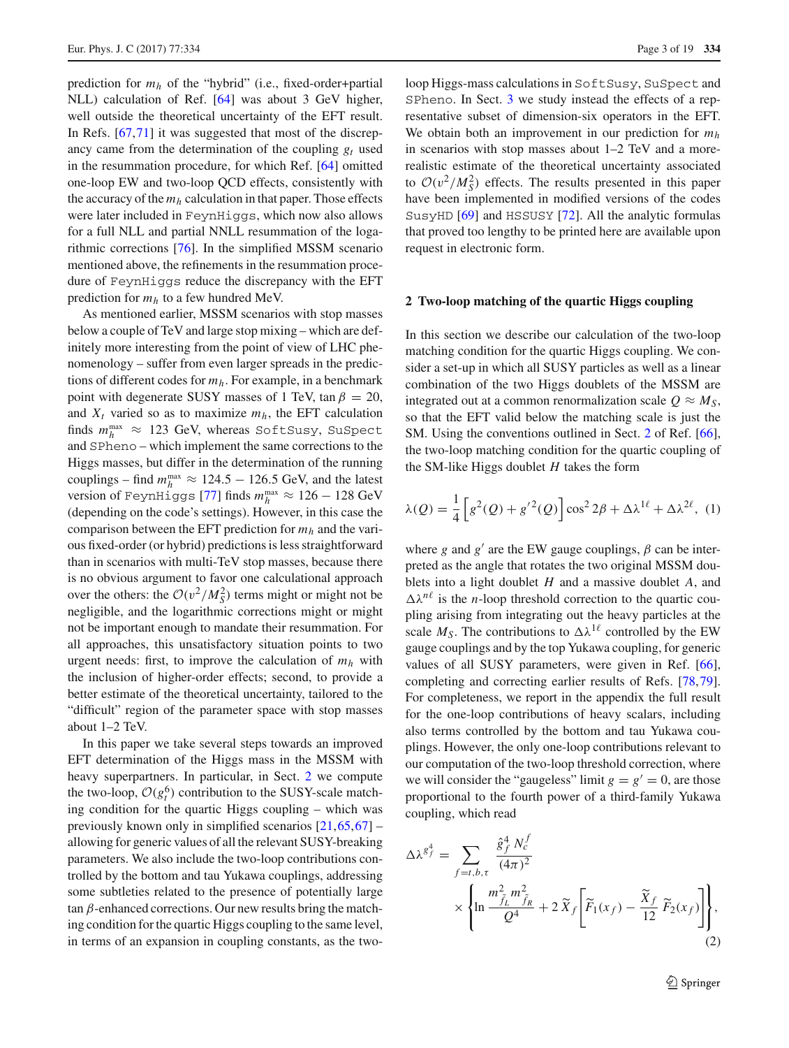prediction for $m_h$ of the "hybrid" (i.e., fixed-order+partial NLL) calculation of Ref. [64] was about 3 GeV higher, well outside the theoretical uncertainty of the EFT result. In Refs. [67,71] it was suggested that most of the discrepancy came from the determination of the coupling $g_t$ used in the resummation procedure, for which Ref. [64] omitted one-loop EW and two-loop QCD effects, consistently with the accuracy of the $m_h$ calculation in that paper. Those effects were later included in FeynHiggs, which now also allows for a full NLL and partial NNLL resummation of the logarithmic corrections [76]. In the simplified MSSM scenario mentioned above, the refinements in the resummation procedure of FeynHiggs reduce the discrepancy with the EFT prediction for $m_h$ to a few hundred MeV.

As mentioned earlier, MSSM scenarios with stop masses below a couple of TeV and large stop mixing – which are definitely more interesting from the point of view of LHC phenomenology – suffer from even larger spreads in the predictions of different codes for $m_h$. For example, in a benchmark point with degenerate SUSY masses of 1 TeV, $\tan\beta = 20$, and $X_t$ varied so as to maximize $m_h$, the EFT calculation finds $m_h^{\rm max} \approx 123$ GeV, whereas SoftSusy, SuSpect and SPheno – which implement the same corrections to the Higgs masses, but differ in the determination of the running couplings – find $m_h^{\rm max} \approx 124.5 - 126.5$ GeV, and the latest version of FeynHiggs [77] finds $m_h^{\rm max} \approx 126 - 128$ GeV (depending on the code's settings). However, in this case the comparison between the EFT prediction for $m_h$ and the various fixed-order (or hybrid) predictions is less straightforward than in scenarios with multi-TeV stop masses, because there is no obvious argument to favor one calculational approach over the others: the $\mathcal{O}(v^2/M_S^2)$ terms might or might not be negligible, and the logarithmic corrections might or might not be important enough to mandate their resummation. For all approaches, this unsatisfactory situation points to two urgent needs: first, to improve the calculation of $m_h$ with the inclusion of higher-order effects; second, to provide a better estimate of the theoretical uncertainty, tailored to the "difficult" region of the parameter space with stop masses about 1–2 TeV.

In this paper we take several steps towards an improved EFT determination of the Higgs mass in the MSSM with heavy superpartners. In particular, in Sect. 2 we compute the two-loop, $\mathcal{O}(g_t^6)$ contribution to the SUSY-scale matching condition for the quartic Higgs coupling – which was previously known only in simplified scenarios [21,65,67] – allowing for generic values of all the relevant SUSY-breaking parameters. We also include the two-loop contributions controlled by the bottom and tau Yukawa couplings, addressing some subtleties related to the presence of potentially large $\tan\beta$-enhanced corrections. Our new results bring the matching condition for the quartic Higgs coupling to the same level, in terms of an expansion in coupling constants, as the two-loop Higgs-mass calculations in SoftSusy, SuSpect and SPheno. In Sect. 3 we study instead the effects of a representative subset of dimension-six operators in the EFT. We obtain both an improvement in our prediction for $m_h$ in scenarios with stop masses about 1–2 TeV and a more-realistic estimate of the theoretical uncertainty associated to $\mathcal{O}(v^2/M_S^2)$ effects. The results presented in this paper have been implemented in modified versions of the codes SusyHD [69] and HSSUSY [72]. All the analytic formulas that proved too lengthy to be printed here are available upon request in electronic form.

## 2 Two-loop matching of the quartic Higgs coupling

In this section we describe our calculation of the two-loop matching condition for the quartic Higgs coupling. We consider a set-up in which all SUSY particles as well as a linear combination of the two Higgs doublets of the MSSM are integrated out at a common renormalization scale $Q \approx M_S$, so that the EFT valid below the matching scale is just the SM. Using the conventions outlined in Sect. 2 of Ref. [66], the two-loop matching condition for the quartic coupling of the SM-like Higgs doublet $H$ takes the form

$$\lambda(Q) = \frac{1}{4}\left[g^2(Q) + g'^2(Q)\right]\cos^2 2\beta + \Delta\lambda^{1\ell} + \Delta\lambda^{2\ell}, \quad (1)$$

where $g$ and $g'$ are the EW gauge couplings, $\beta$ can be interpreted as the angle that rotates the two original MSSM doublets into a light doublet $H$ and a massive doublet $A$, and $\Delta\lambda^{n\ell}$ is the $n$-loop threshold correction to the quartic coupling arising from integrating out the heavy particles at the scale $M_S$. The contributions to $\Delta\lambda^{1\ell}$ controlled by the EW gauge couplings and by the top Yukawa coupling, for generic values of all SUSY parameters, were given in Ref. [66], completing and correcting earlier results of Refs. [78,79]. For completeness, we report in the appendix the full result for the one-loop contributions of heavy scalars, including also terms controlled by the bottom and tau Yukawa couplings. However, the only one-loop contributions relevant to our computation of the two-loop threshold correction, where we will consider the "gaugeless" limit $g = g' = 0$, are those proportional to the fourth power of a third-family Yukawa coupling, which read

$$\Delta\lambda^{g_f^4} = \sum_{f=t,b,\tau} \frac{\hat{g}_f^4\, N_c^f}{(4\pi)^2} \times \left\{\ln\frac{m_{\tilde{f}_L}^2\, m_{\tilde{f}_R}^2}{Q^4} + 2\,\widetilde{X}_f\left[\widetilde{F}_1(x_f) - \frac{\widetilde{X}_f}{12}\,\widetilde{F}_2(x_f)\right]\right\}, \quad (2)$$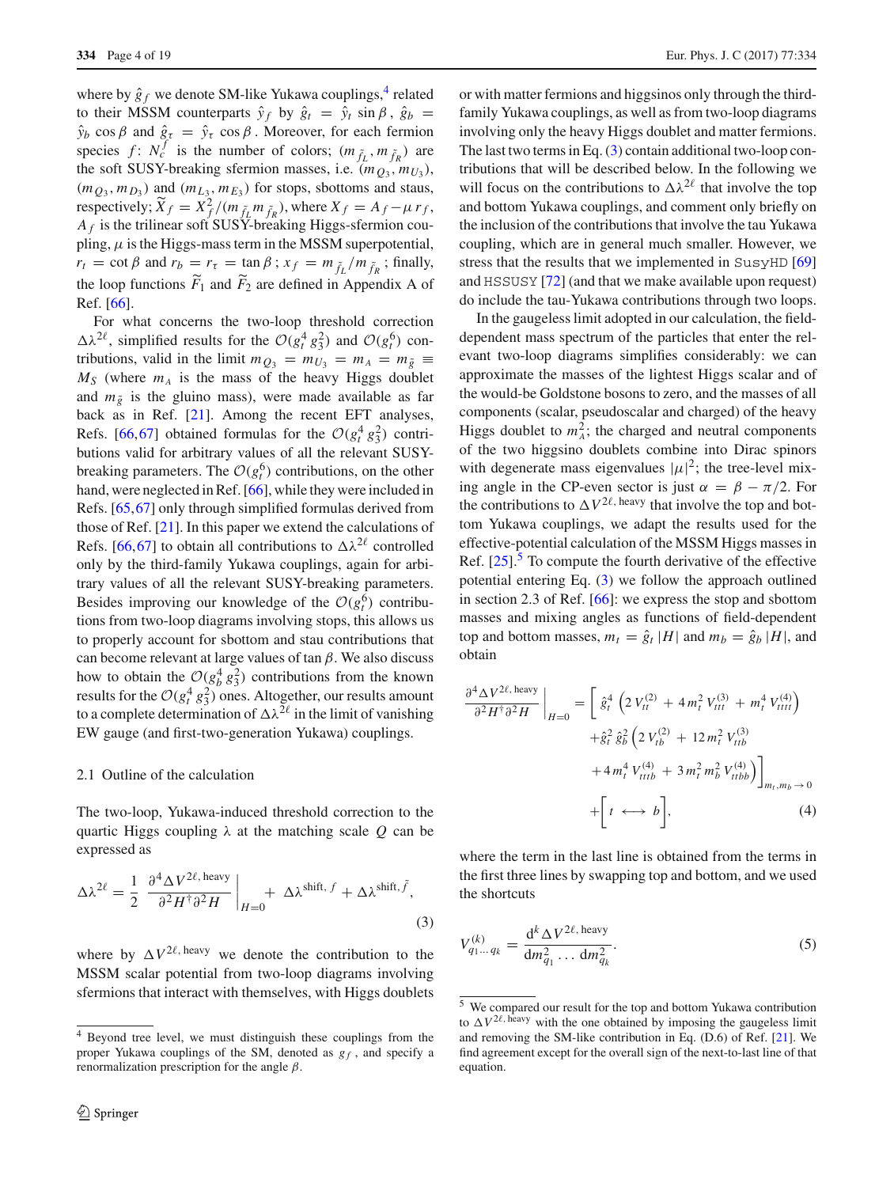where by $\hat{g}_f$ we denote SM-like Yukawa couplings,[4] related to their MSSM counterparts $\hat{y}_f$ by $\hat{g}_t = \hat{y}_t \sin\beta$, $\hat{g}_b = \hat{y}_b \cos\beta$ and $\hat{g}_\tau = \hat{y}_\tau \cos\beta$. Moreover, for each fermion species $f$: $N_c^f$ is the number of colors; $(m_{\tilde{f}_L}, m_{\tilde{f}_R})$ are the soft SUSY-breaking sfermion masses, i.e. $(m_{Q_3}, m_{U_3})$, $(m_{Q_3}, m_{D_3})$ and $(m_{L_3}, m_{E_3})$ for stops, sbottoms and staus, respectively; $\widetilde{X}_f = X_f^2/(m_{\tilde{f}_L} m_{\tilde{f}_R})$, where $X_f = A_f - \mu\, r_f$, $A_f$ is the trilinear soft SUSY-breaking Higgs-sfermion coupling, $\mu$ is the Higgs-mass term in the MSSM superpotential, $r_t = \cot\beta$ and $r_b = r_\tau = \tan\beta$; $x_f = m_{\tilde{f}_L}/m_{\tilde{f}_R}$; finally, the loop functions $\widetilde{F}_1$ and $\widetilde{F}_2$ are defined in Appendix A of Ref. [66].

For what concerns the two-loop threshold correction $\Delta\lambda^{2\ell}$, simplified results for the $\mathcal{O}(g_t^4\, g_3^2)$ and $\mathcal{O}(g_t^6)$ contributions, valid in the limit $m_{Q_3} = m_{U_3} = m_A = m_{\tilde{g}} \equiv M_S$ (where $m_A$ is the mass of the heavy Higgs doublet and $m_{\tilde{g}}$ is the gluino mass), were made available as far back as in Ref. [21]. Among the recent EFT analyses, Refs. [66,67] obtained formulas for the $\mathcal{O}(g_t^4\, g_3^2)$ contributions valid for arbitrary values of all the relevant SUSY-breaking parameters. The $\mathcal{O}(g_t^6)$ contributions, on the other hand, were neglected in Ref. [66], while they were included in Refs. [65,67] only through simplified formulas derived from those of Ref. [21]. In this paper we extend the calculations of Refs. [66,67] to obtain all contributions to $\Delta\lambda^{2\ell}$ controlled only by the third-family Yukawa couplings, again for arbitrary values of all the relevant SUSY-breaking parameters. Besides improving our knowledge of the $\mathcal{O}(g_t^6)$ contributions from two-loop diagrams involving stops, this allows us to properly account for sbottom and stau contributions that can become relevant at large values of $\tan\beta$. We also discuss how to obtain the $\mathcal{O}(g_b^4\, g_3^2)$ contributions from the known results for the $\mathcal{O}(g_t^4\, g_3^2)$ ones. Altogether, our results amount to a complete determination of $\Delta\lambda^{2\ell}$ in the limit of vanishing EW gauge (and first-two-generation Yukawa) couplings.

### 2.1 Outline of the calculation

The two-loop, Yukawa-induced threshold correction to the quartic Higgs coupling $\lambda$ at the matching scale $Q$ can be expressed as

$$\Delta\lambda^{2\ell} = \frac{1}{2}\, \frac{\partial^4 \Delta V^{2\ell,\,\text{heavy}}}{\partial^2 H^\dagger \partial^2 H}\bigg|_{H=0} + \Delta\lambda^{\text{shift},\,f} + \Delta\lambda^{\text{shift},\,\tilde{f}}, \tag{3}$$

where by $\Delta V^{2\ell,\,\text{heavy}}$ we denote the contribution to the MSSM scalar potential from two-loop diagrams involving sfermions that interact with themselves, with Higgs doublets or with matter fermions and higgsinos only through the third-family Yukawa couplings, as well as from two-loop diagrams involving only the heavy Higgs doublet and matter fermions. The last two terms in Eq. (3) contain additional two-loop contributions that will be described below. In the following we will focus on the contributions to $\Delta\lambda^{2\ell}$ that involve the top and bottom Yukawa couplings, and comment only briefly on the inclusion of the contributions that involve the tau Yukawa coupling, which are in general much smaller. However, we stress that the results that we implemented in SusyHD [69] and HSSUSY [72] (and that we make available upon request) do include the tau-Yukawa contributions through two loops.

In the gaugeless limit adopted in our calculation, the field-dependent mass spectrum of the particles that enter the relevant two-loop diagrams simplifies considerably: we can approximate the masses of the lightest Higgs scalar and of the would-be Goldstone bosons to zero, and the masses of all components (scalar, pseudoscalar and charged) of the heavy Higgs doublet to $m_A^2$; the charged and neutral components of the two higgsino doublets combine into Dirac spinors with degenerate mass eigenvalues $|\mu|^2$; the tree-level mixing angle in the CP-even sector is just $\alpha = \beta - \pi/2$. For the contributions to $\Delta V^{2\ell,\,\text{heavy}}$ that involve the top and bottom Yukawa couplings, we adapt the results used for the effective-potential calculation of the MSSM Higgs masses in Ref. [25].[5] To compute the fourth derivative of the effective potential entering Eq. (3) we follow the approach outlined in section 2.3 of Ref. [66]: we express the stop and sbottom masses and mixing angles as functions of field-dependent top and bottom masses, $m_t = \hat{g}_t\,|H|$ and $m_b = \hat{g}_b\,|H|$, and obtain

$$\begin{aligned}
\frac{\partial^4 \Delta V^{2\ell,\,\text{heavy}}}{\partial^2 H^\dagger \partial^2 H}\bigg|_{H=0} = \bigg[\, & \hat{g}_t^4 \left(2\, V_{tt}^{(2)} + 4\, m_t^2\, V_{ttt}^{(3)} + m_t^4\, V_{tttt}^{(4)}\right) \\
& + \hat{g}_t^2\, \hat{g}_b^2 \left(2\, V_{tb}^{(2)} + 12\, m_t^2\, V_{ttb}^{(3)} \right. \\
& \left. + 4\, m_t^4\, V_{tttb}^{(4)} + 3\, m_t^2\, m_b^2\, V_{ttbb}^{(4)}\right)\bigg]_{m_t,\, m_b \to 0} \\
& + \Big[\, t \longleftrightarrow b \,\Big],
\end{aligned} \tag{4}$$

where the term in the last line is obtained from the terms in the first three lines by swapping top and bottom, and we used the shortcuts

$$V_{q_1 \ldots q_k}^{(k)} = \frac{\mathrm{d}^k \Delta V^{2\ell,\,\text{heavy}}}{\mathrm{d}m_{q_1}^2 \ldots \mathrm{d}m_{q_k}^2}. \tag{5}$$

---

[4] Beyond tree level, we must distinguish these couplings from the proper Yukawa couplings of the SM, denoted as $g_f$, and specify a renormalization prescription for the angle $\beta$.

[5] We compared our result for the top and bottom Yukawa contribution to $\Delta V^{2\ell,\,\text{heavy}}$ with the one obtained by imposing the gaugeless limit and removing the SM-like contribution in Eq. (D.6) of Ref. [21]. We find agreement except for the overall sign of the next-to-last line of that equation.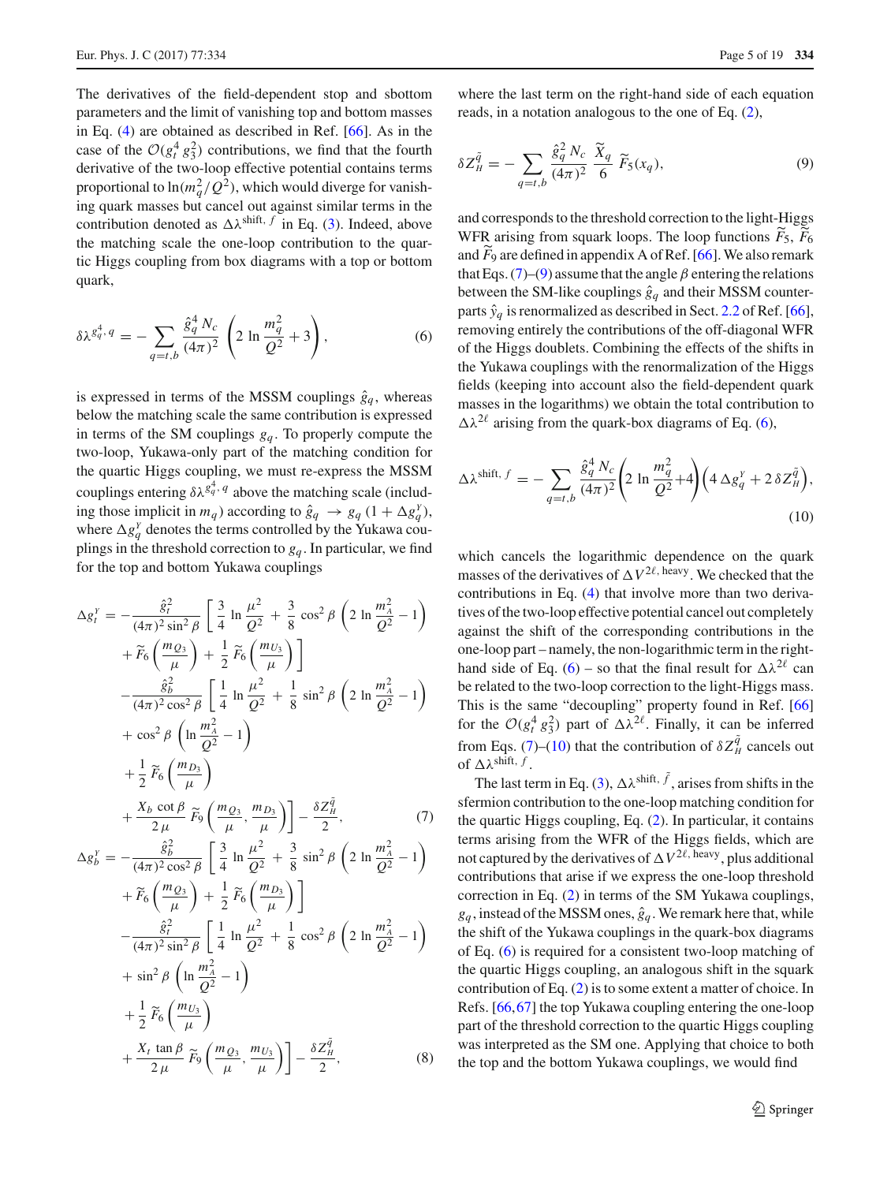The derivatives of the field-dependent stop and sbottom parameters and the limit of vanishing top and bottom masses in Eq. (4) are obtained as described in Ref. [66]. As in the case of the $\mathcal{O}(g_t^4\, g_3^2)$ contributions, we find that the fourth derivative of the two-loop effective potential contains terms proportional to $\ln(m_q^2/Q^2)$, which would diverge for vanishing quark masses but cancel out against similar terms in the contribution denoted as $\Delta\lambda^{\text{shift},\, f}$ in Eq. (3). Indeed, above the matching scale the one-loop contribution to the quartic Higgs coupling from box diagrams with a top or bottom quark,

$$
\delta\lambda^{g_q^4,\, q} = -\sum_{q=t,b} \frac{\hat{g}_q^4\, N_c}{(4\pi)^2} \left(2\, \ln\frac{m_q^2}{Q^2} + 3\right), \tag{6}
$$

is expressed in terms of the MSSM couplings $\hat{g}_q$, whereas below the matching scale the same contribution is expressed in terms of the SM couplings $g_q$. To properly compute the two-loop, Yukawa-only part of the matching condition for the quartic Higgs coupling, we must re-express the MSSM couplings entering $\delta\lambda^{g_q^4,\, q}$ above the matching scale (including those implicit in $m_q$) according to $\hat{g}_q \;\rightarrow\; g_q\,(1+\Delta g_q^{Y})$, where $\Delta g_q^{Y}$ denotes the terms controlled by the Yukawa couplings in the threshold correction to $g_q$. In particular, we find for the top and bottom Yukawa couplings

$$
\begin{aligned}
\Delta g_t^{Y} = & -\frac{\hat{g}_t^2}{(4\pi)^2 \sin^2\beta} \left[\, \frac{3}{4}\, \ln\frac{\mu^2}{Q^2} + \frac{3}{8}\, \cos^2\beta\, \left(2\, \ln\frac{m_A^2}{Q^2} - 1\right) \right. \\
& \left. + \widetilde{F}_6\left(\frac{m_{Q_3}}{\mu}\right) + \frac{1}{2}\, \widetilde{F}_6\left(\frac{m_{U_3}}{\mu}\right) \right] \\
& -\frac{\hat{g}_b^2}{(4\pi)^2 \cos^2\beta} \left[\, \frac{1}{4}\, \ln\frac{\mu^2}{Q^2} + \frac{1}{8}\, \sin^2\beta\, \left(2\, \ln\frac{m_A^2}{Q^2} - 1\right) \right. \\
& + \cos^2\beta\, \left(\ln\frac{m_A^2}{Q^2} - 1\right) \\
& + \frac{1}{2}\, \widetilde{F}_6\left(\frac{m_{D_3}}{\mu}\right) \\
& \left. + \frac{X_b\, \cot\beta}{2\,\mu}\, \widetilde{F}_9\left(\frac{m_{Q_3}}{\mu}, \frac{m_{D_3}}{\mu}\right) \right] - \frac{\delta Z_H^{\tilde{q}}}{2},
\end{aligned} \tag{7}
$$

$$
\begin{aligned}
\Delta g_b^{Y} = & -\frac{\hat{g}_b^2}{(4\pi)^2 \cos^2\beta} \left[\, \frac{3}{4}\, \ln\frac{\mu^2}{Q^2} + \frac{3}{8}\, \sin^2\beta\, \left(2\, \ln\frac{m_A^2}{Q^2} - 1\right) \right. \\
& \left. + \widetilde{F}_6\left(\frac{m_{Q_3}}{\mu}\right) + \frac{1}{2}\, \widetilde{F}_6\left(\frac{m_{D_3}}{\mu}\right) \right] \\
& -\frac{\hat{g}_t^2}{(4\pi)^2 \sin^2\beta} \left[\, \frac{1}{4}\, \ln\frac{\mu^2}{Q^2} + \frac{1}{8}\, \cos^2\beta\, \left(2\, \ln\frac{m_A^2}{Q^2} - 1\right) \right. \\
& + \sin^2\beta\, \left(\ln\frac{m_A^2}{Q^2} - 1\right) \\
& + \frac{1}{2}\, \widetilde{F}_6\left(\frac{m_{U_3}}{\mu}\right) \\
& \left. + \frac{X_t\, \tan\beta}{2\,\mu}\, \widetilde{F}_9\left(\frac{m_{Q_3}}{\mu}, \frac{m_{U_3}}{\mu}\right) \right] - \frac{\delta Z_H^{\tilde{q}}}{2},
\end{aligned} \tag{8}
$$

where the last term on the right-hand side of each equation reads, in a notation analogous to the one of Eq. (2),

$$
\delta Z_H^{\tilde{q}} = -\sum_{q=t,b} \frac{\hat{g}_q^2\, N_c}{(4\pi)^2}\, \frac{\widetilde{X}_q}{6}\, \widetilde{F}_5(x_q), \tag{9}
$$

and corresponds to the threshold correction to the light-Higgs WFR arising from squark loops. The loop functions $\widetilde{F}_5$, $\widetilde{F}_6$ and $\widetilde{F}_9$ are defined in appendix A of Ref. [66]. We also remark that Eqs. (7)–(9) assume that the angle $\beta$ entering the relations between the SM-like couplings $\hat{g}_q$ and their MSSM counterparts $\hat{y}_q$ is renormalized as described in Sect. 2.2 of Ref. [66], removing entirely the contributions of the off-diagonal WFR of the Higgs doublets. Combining the effects of the shifts in the Yukawa couplings with the renormalization of the Higgs fields (keeping into account also the field-dependent quark masses in the logarithms) we obtain the total contribution to $\Delta\lambda^{2\ell}$ arising from the quark-box diagrams of Eq. (6),

$$
\Delta\lambda^{\text{shift},\, f} = -\sum_{q=t,b} \frac{\hat{g}_q^4\, N_c}{(4\pi)^2} \left(2\, \ln\frac{m_q^2}{Q^2} + 4\right) \left(4\, \Delta g_q^{Y} + 2\, \delta Z_H^{\tilde{q}}\right), \tag{10}
$$

which cancels the logarithmic dependence on the quark masses of the derivatives of $\Delta V^{2\ell,\,\text{heavy}}$. We checked that the contributions in Eq. (4) that involve more than two derivatives of the two-loop effective potential cancel out completely against the shift of the corresponding contributions in the one-loop part – namely, the non-logarithmic term in the right-hand side of Eq. (6) – so that the final result for $\Delta\lambda^{2\ell}$ can be related to the two-loop correction to the light-Higgs mass. This is the same "decoupling" property found in Ref. [66] for the $\mathcal{O}(g_t^4\, g_3^2)$ part of $\Delta\lambda^{2\ell}$. Finally, it can be inferred from Eqs. (7)–(10) that the contribution of $\delta Z_H^{\tilde{q}}$ cancels out of $\Delta\lambda^{\text{shift},\, f}$.

The last term in Eq. (3), $\Delta\lambda^{\text{shift},\, \tilde{f}}$, arises from shifts in the sfermion contribution to the one-loop matching condition for the quartic Higgs coupling, Eq. (2). In particular, it contains terms arising from the WFR of the Higgs fields, which are not captured by the derivatives of $\Delta V^{2\ell,\,\text{heavy}}$, plus additional contributions that arise if we express the one-loop threshold correction in Eq. (2) in terms of the SM Yukawa couplings, $g_q$, instead of the MSSM ones, $\hat{g}_q$. We remark here that, while the shift of the Yukawa couplings in the quark-box diagrams of Eq. (6) is required for a consistent two-loop matching of the quartic Higgs coupling, an analogous shift in the squark contribution of Eq. (2) is to some extent a matter of choice. In Refs. [66,67] the top Yukawa coupling entering the one-loop part of the threshold correction to the quartic Higgs coupling was interpreted as the SM one. Applying that choice to both the top and the bottom Yukawa couplings, we would find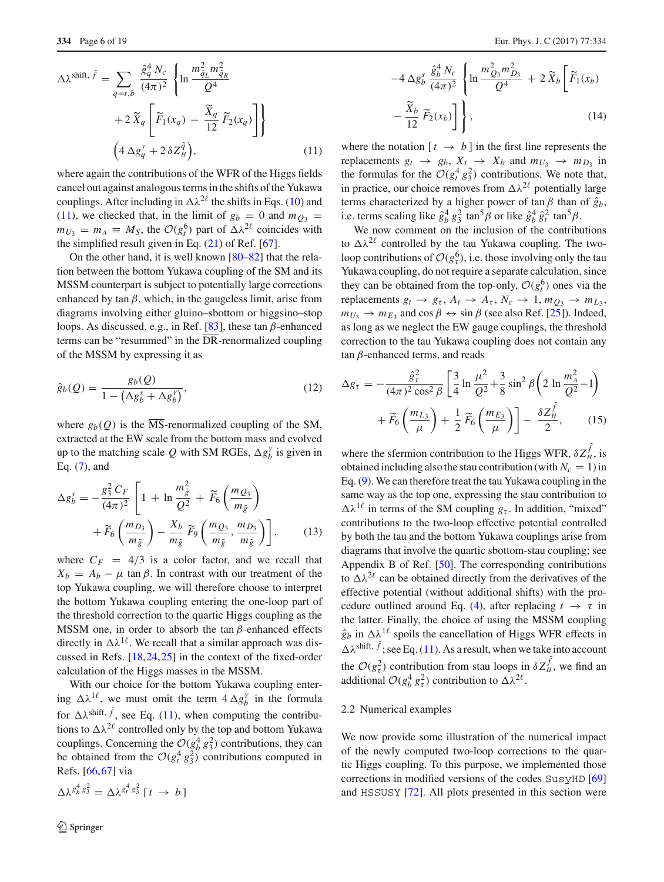$$\Delta\lambda^{\text{shift},\,\tilde f} = \sum_{q=t,b} \frac{\hat g_q^4\, N_c}{(4\pi)^2} \left\{ \ln \frac{m^2_{\tilde q_L} m^2_{\tilde q_R}}{Q^4} + 2\,\widetilde X_q \left[ \widetilde F_1(x_q) - \frac{\widetilde X_q}{12}\, \widetilde F_2(x_q) \right] \right\} \left(4\,\Delta g_q^{\scriptscriptstyle Y} + 2\,\delta Z_H^{\tilde q}\right), \tag{11}$$

where again the contributions of the WFR of the Higgs fields cancel out against analogous terms in the shifts of the Yukawa couplings. After including in $\Delta\lambda^{2\ell}$ the shifts in Eqs. (10) and (11), we checked that, in the limit of $g_b = 0$ and $m_{Q_3} = m_{U_3} = m_A \equiv M_S$, the $\mathcal{O}(g_t^6)$ part of $\Delta\lambda^{2\ell}$ coincides with the simplified result given in Eq. (21) of Ref. [67].

On the other hand, it is well known [80–82] that the relation between the bottom Yukawa coupling of the SM and its MSSM counterpart is subject to potentially large corrections enhanced by $\tan\beta$, which, in the gaugeless limit, arise from diagrams involving either gluino–sbottom or higgsino–stop loops. As discussed, e.g., in Ref. [83], these $\tan\beta$-enhanced terms can be "resummed" in the $\overline{\text{DR}}$-renormalized coupling of the MSSM by expressing it as

$$\hat g_b(Q) = \frac{g_b(Q)}{1 - \left(\Delta g_b^s + \Delta g_b^{\scriptscriptstyle Y}\right)}, \tag{12}$$

where $g_b(Q)$ is the $\overline{\text{MS}}$-renormalized coupling of the SM, extracted at the EW scale from the bottom mass and evolved up to the matching scale $Q$ with SM RGEs, $\Delta g_b^{\scriptscriptstyle Y}$ is given in Eq. (7), and

$$\Delta g_b^s = -\frac{g_3^2\, C_F}{(4\pi)^2} \left[ 1 + \ln \frac{m^2_{\tilde g}}{Q^2} + \widetilde F_6\left(\frac{m_{Q_3}}{m_{\tilde g}}\right) + \widetilde F_6\left(\frac{m_{D_3}}{m_{\tilde g}}\right) - \frac{X_b}{m_{\tilde g}}\, \widetilde F_9\left(\frac{m_{Q_3}}{m_{\tilde g}}, \frac{m_{D_3}}{m_{\tilde g}}\right) \right], \tag{13}$$

where $C_F = 4/3$ is a color factor, and we recall that $X_b = A_b - \mu\,\tan\beta$. In contrast with our treatment of the top Yukawa coupling, we will therefore choose to interpret the bottom Yukawa coupling entering the one-loop part of the threshold correction to the quartic Higgs coupling as the MSSM one, in order to absorb the $\tan\beta$-enhanced effects directly in $\Delta\lambda^{1\ell}$. We recall that a similar approach was discussed in Refs. [18,24,25] in the context of the fixed-order calculation of the Higgs masses in the MSSM.

With our choice for the bottom Yukawa coupling entering $\Delta\lambda^{1\ell}$, we must omit the term $4\,\Delta g_b^{\scriptscriptstyle Y}$ in the formula for $\Delta\lambda^{\text{shift},\,\tilde f}$, see Eq. (11), when computing the contributions to $\Delta\lambda^{2\ell}$ controlled only by the top and bottom Yukawa couplings. Concerning the $\mathcal{O}(g_b^4\, g_3^2)$ contributions, they can be obtained from the $\mathcal{O}(g_t^4\, g_3^2)$ contributions computed in Refs. [66,67] via

$$\Delta\lambda^{g_b^4 g_3^2} = \Delta\lambda^{g_t^4 g_3^2}\,[\,t \to b\,] - 4\,\Delta g_b^s\, \frac{\hat g_b^4\, N_c}{(4\pi)^2} \left\{ \ln \frac{m^2_{Q_3} m^2_{D_3}}{Q^4} + 2\,\widetilde X_b \left[ \widetilde F_1(x_b) - \frac{\widetilde X_b}{12}\, \widetilde F_2(x_b) \right] \right\}, \tag{14}$$

where the notation $[\,t \to b\,]$ in the first line represents the replacements $g_t \to g_b$, $X_t \to X_b$ and $m_{U_3} \to m_{D_3}$ in the formulas for the $\mathcal{O}(g_t^4\, g_3^2)$ contributions. We note that, in practice, our choice removes from $\Delta\lambda^{2\ell}$ potentially large terms characterized by a higher power of $\tan\beta$ than of $\hat g_b$, i.e. terms scaling like $\hat g_b^4\, g_3^2\, \tan^5\beta$ or like $\hat g_b^4\, \hat g_t^2\, \tan^5\beta$.

We now comment on the inclusion of the contributions to $\Delta\lambda^{2\ell}$ controlled by the tau Yukawa coupling. The two-loop contributions of $\mathcal{O}(g_\tau^6)$, i.e. those involving only the tau Yukawa coupling, do not require a separate calculation, since they can be obtained from the top-only, $\mathcal{O}(g_t^6)$ ones via the replacements $g_t \to g_\tau$, $A_t \to A_\tau$, $N_c \to 1$, $m_{Q_3} \to m_{L_3}$, $m_{U_3} \to m_{E_3}$ and $\cos\beta \leftrightarrow \sin\beta$ (see also Ref. [25]). Indeed, as long as we neglect the EW gauge couplings, the threshold correction to the tau Yukawa coupling does not contain any $\tan\beta$-enhanced terms, and reads

$$\Delta g_\tau = -\frac{\hat g_\tau^2}{(4\pi)^2 \cos^2\beta} \left[ \frac{3}{4} \ln \frac{\mu^2}{Q^2} + \frac{3}{8} \sin^2\beta \left( 2 \ln \frac{m_A^2}{Q^2} - 1 \right) + \widetilde F_6\left(\frac{m_{L_3}}{\mu}\right) + \frac{1}{2}\, \widetilde F_6\left(\frac{m_{E_3}}{\mu}\right) \right] - \frac{\delta Z_H^{\tilde f}}{2}, \tag{15}$$

where the sfermion contribution to the Higgs WFR, $\delta Z_H^{\tilde f}$, is obtained including also the stau contribution (with $N_c = 1$) in Eq. (9). We can therefore treat the tau Yukawa coupling in the same way as the top one, expressing the stau contribution to $\Delta\lambda^{1\ell}$ in terms of the SM coupling $g_\tau$. In addition, "mixed" contributions to the two-loop effective potential controlled by both the tau and the bottom Yukawa couplings arise from diagrams that involve the quartic sbottom-stau coupling; see Appendix B of Ref. [50]. The corresponding contributions to $\Delta\lambda^{2\ell}$ can be obtained directly from the derivatives of the effective potential (without additional shifts) with the procedure outlined around Eq. (4), after replacing $t \to \tau$ in the latter. Finally, the choice of using the MSSM coupling $\hat g_b$ in $\Delta\lambda^{1\ell}$ spoils the cancellation of Higgs WFR effects in $\Delta\lambda^{\text{shift},\,\tilde f}$; see Eq. (11). As a result, when we take into account the $\mathcal{O}(g_\tau^2)$ contribution from stau loops in $\delta Z_H^{\tilde f}$, we find an additional $\mathcal{O}(g_b^4\, g_\tau^2)$ contribution to $\Delta\lambda^{2\ell}$.

### 2.2 Numerical examples

We now provide some illustration of the numerical impact of the newly computed two-loop corrections to the quartic Higgs coupling. To this purpose, we implemented those corrections in modified versions of the codes SusyHD [69] and HSSUSY [72]. All plots presented in this section were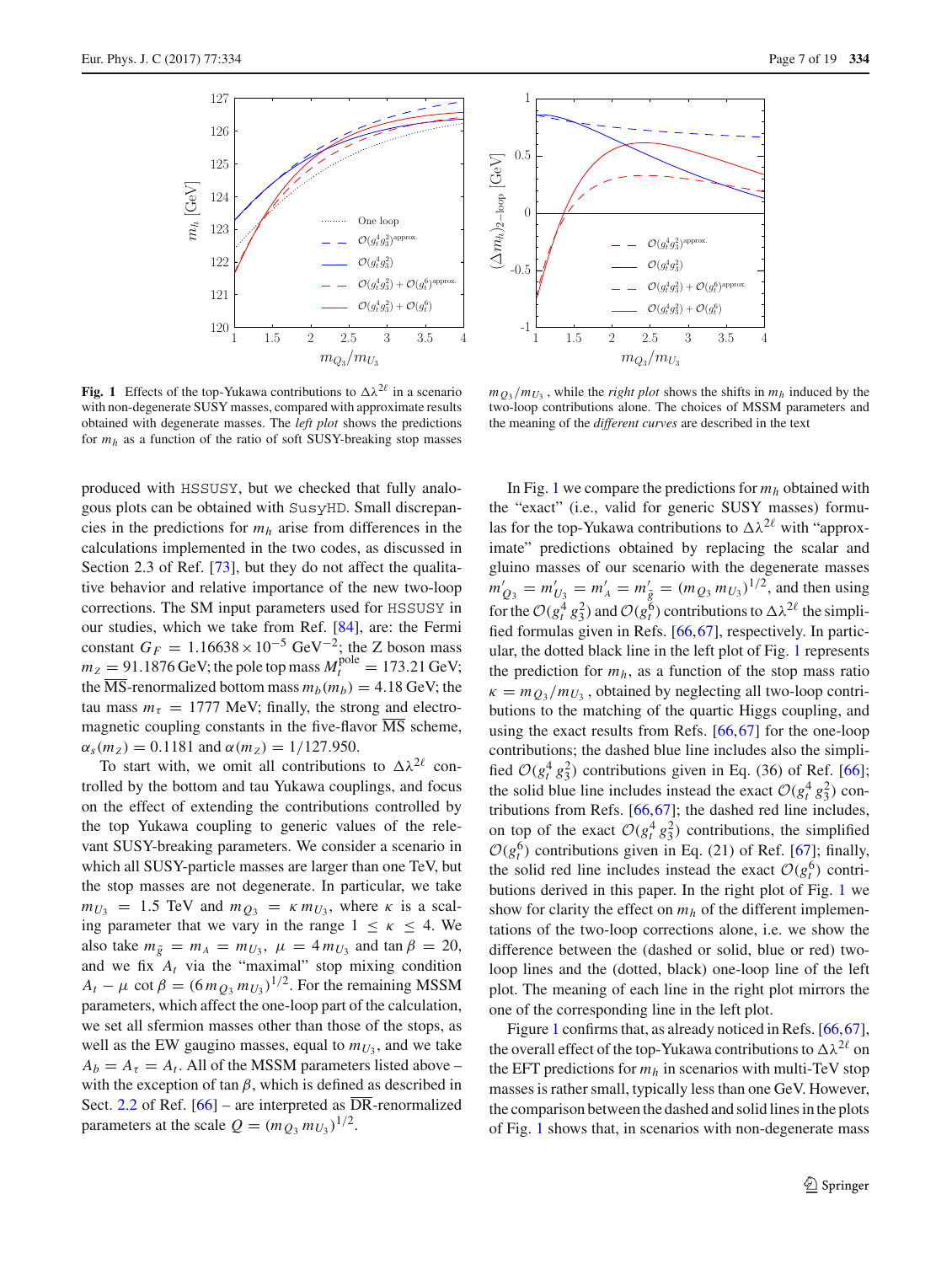**Fig. 1** Effects of the top-Yukawa contributions to $\Delta\lambda^{2\ell}$ in a scenario with non-degenerate SUSY masses, compared with approximate results obtained with degenerate masses. The *left plot* shows the predictions for $m_h$ as a function of the ratio of soft SUSY-breaking stop masses $m_{Q_3}/m_{U_3}$, while the *right plot* shows the shifts in $m_h$ induced by the two-loop contributions alone. The choices of MSSM parameters and the meaning of the *different curves* are described in the text

produced with HSSUSY, but we checked that fully analogous plots can be obtained with SusyHD. Small discrepancies in the predictions for $m_h$ arise from differences in the calculations implemented in the two codes, as discussed in Section 2.3 of Ref. [73], but they do not affect the qualitative behavior and relative importance of the new two-loop corrections. The SM input parameters used for HSSUSY in our studies, which we take from Ref. [84], are: the Fermi constant $G_F = 1.16638 \times 10^{-5}$ GeV$^{-2}$; the Z boson mass $m_Z = 91.1876$ GeV; the pole top mass $M_t^{\text{pole}} = 173.21$ GeV; the $\overline{\text{MS}}$-renormalized bottom mass $m_b(m_b) = 4.18$ GeV; the tau mass $m_\tau = 1777$ MeV; finally, the strong and electromagnetic coupling constants in the five-flavor $\overline{\text{MS}}$ scheme, $\alpha_s(m_Z) = 0.1181$ and $\alpha(m_Z) = 1/127.950$.

To start with, we omit all contributions to $\Delta\lambda^{2\ell}$ controlled by the bottom and tau Yukawa couplings, and focus on the effect of extending the contributions controlled by the top Yukawa coupling to generic values of the relevant SUSY-breaking parameters. We consider a scenario in which all SUSY-particle masses are larger than one TeV, but the stop masses are not degenerate. In particular, we take $m_{U_3} = 1.5$ TeV and $m_{Q_3} = \kappa\, m_{U_3}$, where $\kappa$ is a scaling parameter that we vary in the range $1 \leq \kappa \leq 4$. We also take $m_{\tilde{g}} = m_A = m_{U_3}$, $\mu = 4\, m_{U_3}$ and $\tan\beta = 20$, and we fix $A_t$ via the "maximal" stop mixing condition $A_t - \mu \cot\beta = (6\, m_{Q_3}\, m_{U_3})^{1/2}$. For the remaining MSSM parameters, which affect the one-loop part of the calculation, we set all sfermion masses other than those of the stops, as well as the EW gaugino masses, equal to $m_{U_3}$, and we take $A_b = A_\tau = A_t$. All of the MSSM parameters listed above – with the exception of $\tan\beta$, which is defined as described in Sect. 2.2 of Ref. [66] – are interpreted as $\overline{\text{DR}}$-renormalized parameters at the scale $Q = (m_{Q_3}\, m_{U_3})^{1/2}$.

In Fig. 1 we compare the predictions for $m_h$ obtained with the "exact" (i.e., valid for generic SUSY masses) formulas for the top-Yukawa contributions to $\Delta\lambda^{2\ell}$ with "approximate" predictions obtained by replacing the scalar and gluino masses of our scenario with the degenerate masses $m'_{Q_3} = m'_{U_3} = m'_A = m'_{\tilde{g}} = (m_{Q_3}\, m_{U_3})^{1/2}$, and then using for the $\mathcal{O}(g_t^4\, g_3^2)$ and $\mathcal{O}(g_t^6)$ contributions to $\Delta\lambda^{2\ell}$ the simplified formulas given in Refs. [66,67], respectively. In particular, the dotted black line in the left plot of Fig. 1 represents the prediction for $m_h$, as a function of the stop mass ratio $\kappa = m_{Q_3}/m_{U_3}$, obtained by neglecting all two-loop contributions to the matching of the quartic Higgs coupling, and using the exact results from Refs. [66,67] for the one-loop contributions; the dashed blue line includes also the simplified $\mathcal{O}(g_t^4\, g_3^2)$ contributions given in Eq. (36) of Ref. [66]; the solid blue line includes instead the exact $\mathcal{O}(g_t^4\, g_3^2)$ contributions from Refs. [66,67]; the dashed red line includes, on top of the exact $\mathcal{O}(g_t^4\, g_3^2)$ contributions, the simplified $\mathcal{O}(g_t^6)$ contributions given in Eq. (21) of Ref. [67]; finally, the solid red line includes instead the exact $\mathcal{O}(g_t^6)$ contributions derived in this paper. In the right plot of Fig. 1 we show for clarity the effect on $m_h$ of the different implementations of the two-loop corrections alone, i.e. we show the difference between the (dashed or solid, blue or red) two-loop lines and the (dotted, black) one-loop line of the left plot. The meaning of each line in the right plot mirrors the one of the corresponding line in the left plot.

Figure 1 confirms that, as already noticed in Refs. [66,67], the overall effect of the top-Yukawa contributions to $\Delta\lambda^{2\ell}$ on the EFT predictions for $m_h$ in scenarios with multi-TeV stop masses is rather small, typically less than one GeV. However, the comparison between the dashed and solid lines in the plots of Fig. 1 shows that, in scenarios with non-degenerate mass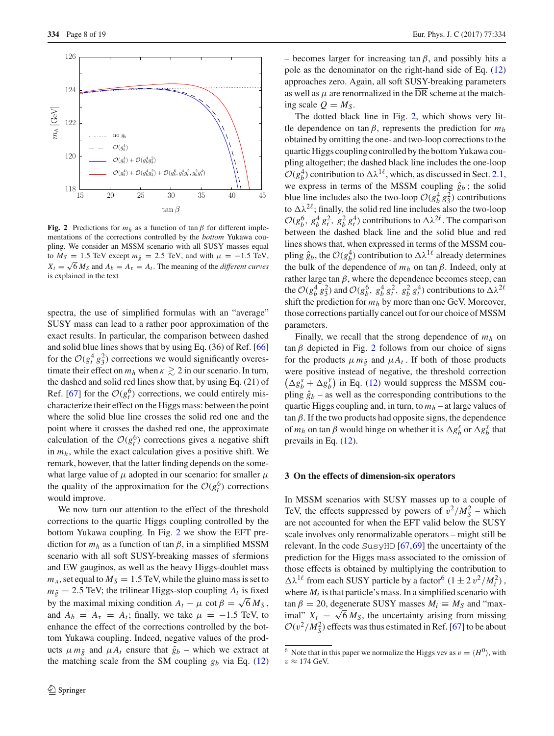Fig. 2 Predictions for $m_h$ as a function of $\tan\beta$ for different implementations of the corrections controlled by the *bottom* Yukawa coupling. We consider an MSSM scenario with all SUSY masses equal to $M_S = 1.5$ TeV except $m_{\tilde{g}} = 2.5$ TeV, and with $\mu = -1.5$ TeV, $X_t = \sqrt{6}\, M_S$ and $A_b = A_\tau = A_t$. The meaning of the *different curves* is explained in the text

spectra, the use of simplified formulas with an "average" SUSY mass can lead to a rather poor approximation of the exact results. In particular, the comparison between dashed and solid blue lines shows that by using Eq. (36) of Ref. [66] for the $\mathcal{O}(g_t^4\, g_3^2)$ corrections we would significantly overestimate their effect on $m_h$ when $\kappa \gtrsim 2$ in our scenario. In turn, the dashed and solid red lines show that, by using Eq. (21) of Ref. [67] for the $\mathcal{O}(g_t^6)$ corrections, we could entirely mischaracterize their effect on the Higgs mass: between the point where the solid blue line crosses the solid red one and the point where it crosses the dashed red one, the approximate calculation of the $\mathcal{O}(g_t^6)$ corrections gives a negative shift in $m_h$, while the exact calculation gives a positive shift. We remark, however, that the latter finding depends on the somewhat large value of $\mu$ adopted in our scenario: for smaller $\mu$ the quality of the approximation for the $\mathcal{O}(g_t^6)$ corrections would improve.

We now turn our attention to the effect of the threshold corrections to the quartic Higgs coupling controlled by the bottom Yukawa coupling. In Fig. 2 we show the EFT prediction for $m_h$ as a function of $\tan\beta$, in a simplified MSSM scenario with all soft SUSY-breaking masses of sfermions and EW gauginos, as well as the heavy Higgs-doublet mass $m_A$, set equal to $M_S = 1.5$ TeV, while the gluino mass is set to $m_{\tilde{g}} = 2.5$ TeV; the trilinear Higgs-stop coupling $A_t$ is fixed by the maximal mixing condition $A_t - \mu\,\cot\beta = \sqrt{6}\, M_S$, and $A_b = A_\tau = A_t$; finally, we take $\mu = -1.5$ TeV, to enhance the effect of the corrections controlled by the bottom Yukawa coupling. Indeed, negative values of the products $\mu\, m_{\tilde{g}}$ and $\mu A_t$ ensure that $\hat{g}_b$ – which we extract at the matching scale from the SM coupling $g_b$ via Eq. (12) – becomes larger for increasing $\tan\beta$, and possibly hits a pole as the denominator on the right-hand side of Eq. (12) approaches zero. Again, all soft SUSY-breaking parameters as well as $\mu$ are renormalized in the $\overline{\rm DR}$ scheme at the matching scale $Q = M_S$.

The dotted black line in Fig. 2, which shows very little dependence on $\tan\beta$, represents the prediction for $m_h$ obtained by omitting the one- and two-loop corrections to the quartic Higgs coupling controlled by the bottom Yukawa coupling altogether; the dashed black line includes the one-loop $\mathcal{O}(g_b^4)$ contribution to $\Delta\lambda^{1\ell}$, which, as discussed in Sect. 2.1, we express in terms of the MSSM coupling $\hat{g}_b$; the solid blue line includes also the two-loop $\mathcal{O}(g_b^4\, g_3^2)$ contributions to $\Delta\lambda^{2\ell}$; finally, the solid red line includes also the two-loop $\mathcal{O}(g_b^6,\, g_b^4\, g_t^2,\, g_b^2\, g_t^4)$ contributions to $\Delta\lambda^{2\ell}$. The comparison between the dashed black line and the solid blue and red lines shows that, when expressed in terms of the MSSM coupling $\hat{g}_b$, the $\mathcal{O}(g_b^4)$ contribution to $\Delta\lambda^{1\ell}$ already determines the bulk of the dependence of $m_h$ on $\tan\beta$. Indeed, only at rather large $\tan\beta$, where the dependence becomes steep, can the $\mathcal{O}(g_b^4\, g_3^2)$ and $\mathcal{O}(g_b^6,\, g_b^4\, g_t^2,\, g_b^2\, g_t^4)$ contributions to $\Delta\lambda^{2\ell}$ shift the prediction for $m_h$ by more than one GeV. Moreover, those corrections partially cancel out for our choice of MSSM parameters.

Finally, we recall that the strong dependence of $m_h$ on $\tan\beta$ depicted in Fig. 2 follows from our choice of signs for the products $\mu\, m_{\tilde{g}}$ and $\mu A_t$. If both of those products were positive instead of negative, the threshold correction $\left(\Delta g_b^s + \Delta g_b^y\right)$ in Eq. (12) would suppress the MSSM coupling $\hat{g}_b$ – as well as the corresponding contributions to the quartic Higgs coupling and, in turn, to $m_h$ – at large values of $\tan\beta$. If the two products had opposite signs, the dependence of $m_h$ on $\tan\beta$ would hinge on whether it is $\Delta g_b^s$ or $\Delta g_b^y$ that prevails in Eq. (12).

## 3 On the effects of dimension-six operators

In MSSM scenarios with SUSY masses up to a couple of TeV, the effects suppressed by powers of $v^2/M_S^2$ – which are not accounted for when the EFT valid below the SUSY scale involves only renormalizable operators – might still be relevant. In the code SusyHD [67,69] the uncertainty of the prediction for the Higgs mass associated to the omission of those effects is obtained by multiplying the contribution to $\Delta\lambda^{1\ell}$ from each SUSY particle by a factor[6] $(1 \pm 2\, v^2/M_i^2)$, where $M_i$ is that particle's mass. In a simplified scenario with $\tan\beta = 20$, degenerate SUSY masses $M_i \equiv M_S$ and "maximal" $X_t = \sqrt{6}\, M_S$, the uncertainty arising from missing $\mathcal{O}(v^2/M_S^2)$ effects was thus estimated in Ref. [67] to be about

[6] Note that in this paper we normalize the Higgs vev as $v = \langle H^0 \rangle$, with $v \approx 174$ GeV.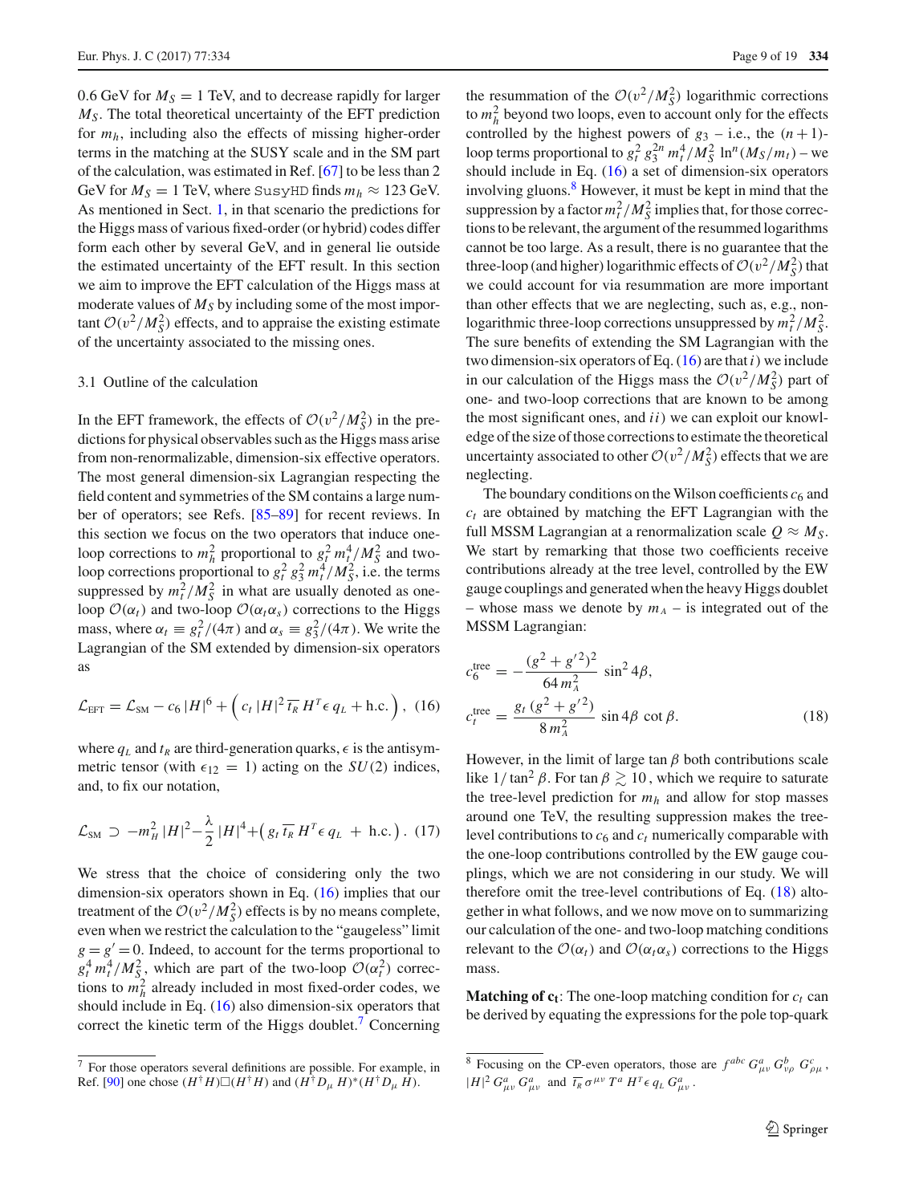0.6 GeV for $M_S = 1$ TeV, and to decrease rapidly for larger $M_S$. The total theoretical uncertainty of the EFT prediction for $m_h$, including also the effects of missing higher-order terms in the matching at the SUSY scale and in the SM part of the calculation, was estimated in Ref. [67] to be less than 2 GeV for $M_S = 1$ TeV, where SusyHD finds $m_h \approx 123$ GeV. As mentioned in Sect. 1, in that scenario the predictions for the Higgs mass of various fixed-order (or hybrid) codes differ form each other by several GeV, and in general lie outside the estimated uncertainty of the EFT result. In this section we aim to improve the EFT calculation of the Higgs mass at moderate values of $M_S$ by including some of the most important $\mathcal{O}(v^2/M_S^2)$ effects, and to appraise the existing estimate of the uncertainty associated to the missing ones.

### 3.1 Outline of the calculation

In the EFT framework, the effects of $\mathcal{O}(v^2/M_S^2)$ in the predictions for physical observables such as the Higgs mass arise from non-renormalizable, dimension-six effective operators. The most general dimension-six Lagrangian respecting the field content and symmetries of the SM contains a large number of operators; see Refs. [85–89] for recent reviews. In this section we focus on the two operators that induce one-loop corrections to $m_h^2$ proportional to $g_t^2\, m_t^4/M_S^2$ and two-loop corrections proportional to $g_t^2\, g_3^2\, m_t^4/M_S^2$, i.e. the terms suppressed by $m_t^2/M_S^2$ in what are usually denoted as one-loop $\mathcal{O}(\alpha_t)$ and two-loop $\mathcal{O}(\alpha_t\alpha_s)$ corrections to the Higgs mass, where $\alpha_t \equiv g_t^2/(4\pi)$ and $\alpha_s \equiv g_3^2/(4\pi)$. We write the Lagrangian of the SM extended by dimension-six operators as

$$\mathcal{L}_{\rm EFT} = \mathcal{L}_{\rm SM} - c_6\,|H|^6 + \Big(\, c_t\,|H|^2\,\overline{t_R}\,H^T\epsilon\, q_L + {\rm h.c.}\Big)\,, \quad (16)$$

where $q_L$ and $t_R$ are third-generation quarks, $\epsilon$ is the antisymmetric tensor (with $\epsilon_{12} = 1$) acting on the $SU(2)$ indices, and, to fix our notation,

$$\mathcal{L}_{\rm SM} \supset -m_H^2\,|H|^2 - \frac{\lambda}{2}\,|H|^4 + \big(\, g_t\,\overline{t_R}\,H^T\epsilon\,q_L \;+\; {\rm h.c.}\big)\,. \quad (17)$$

We stress that the choice of considering only the two dimension-six operators shown in Eq. (16) implies that our treatment of the $\mathcal{O}(v^2/M_S^2)$ effects is by no means complete, even when we restrict the calculation to the "gaugeless" limit $g = g' = 0$. Indeed, to account for the terms proportional to $g_t^4\, m_t^4/M_S^2$, which are part of the two-loop $\mathcal{O}(\alpha_t^2)$ corrections to $m_h^2$ already included in most fixed-order codes, we should include in Eq. (16) also dimension-six operators that correct the kinetic term of the Higgs doublet.[7] Concerning the resummation of the $\mathcal{O}(v^2/M_S^2)$ logarithmic corrections to $m_h^2$ beyond two loops, even to account only for the effects controlled by the highest powers of $g_3$ – i.e., the $(n+1)$-loop terms proportional to $g_t^2\, g_3^{2n}\, m_t^4/M_S^2\, \ln^n(M_S/m_t)$ – we should include in Eq. (16) a set of dimension-six operators involving gluons.[8] However, it must be kept in mind that the suppression by a factor $m_t^2/M_S^2$ implies that, for those corrections to be relevant, the argument of the resummed logarithms cannot be too large. As a result, there is no guarantee that the three-loop (and higher) logarithmic effects of $\mathcal{O}(v^2/M_S^2)$ that we could account for via resummation are more important than other effects that we are neglecting, such as, e.g., non-logarithmic three-loop corrections unsuppressed by $m_t^2/M_S^2$. The sure benefits of extending the SM Lagrangian with the two dimension-six operators of Eq. (16) are that *i*) we include in our calculation of the Higgs mass the $\mathcal{O}(v^2/M_S^2)$ part of one- and two-loop corrections that are known to be among the most significant ones, and *ii*) we can exploit our knowledge of the size of those corrections to estimate the theoretical uncertainty associated to other $\mathcal{O}(v^2/M_S^2)$ effects that we are neglecting.

The boundary conditions on the Wilson coefficients $c_6$ and $c_t$ are obtained by matching the EFT Lagrangian with the full MSSM Lagrangian at a renormalization scale $Q \approx M_S$. We start by remarking that those two coefficients receive contributions already at the tree level, controlled by the EW gauge couplings and generated when the heavy Higgs doublet – whose mass we denote by $m_A$ – is integrated out of the MSSM Lagrangian:

$$c_6^{\rm tree} = -\frac{(g^2+g'^2)^2}{64\,m_A^2}\,\sin^2 4\beta,$$
$$c_t^{\rm tree} = \frac{g_t\,(g^2+g'^2)}{8\,m_A^2}\,\sin 4\beta\,\cot\beta. \quad (18)$$

However, in the limit of large $\tan\beta$ both contributions scale like $1/\tan^2\beta$. For $\tan\beta \gtrsim 10$, which we require to saturate the tree-level prediction for $m_h$ and allow for stop masses around one TeV, the resulting suppression makes the tree-level contributions to $c_6$ and $c_t$ numerically comparable with the one-loop contributions controlled by the EW gauge couplings, which we are not considering in our study. We will therefore omit the tree-level contributions of Eq. (18) altogether in what follows, and we now move on to summarizing our calculation of the one- and two-loop matching conditions relevant to the $\mathcal{O}(\alpha_t)$ and $\mathcal{O}(\alpha_t\alpha_s)$ corrections to the Higgs mass.

**Matching of $\mathbf{c_t}$**: The one-loop matching condition for $c_t$ can be derived by equating the expressions for the pole top-quark

---

[7] For those operators several definitions are possible. For example, in Ref. [90] one chose $(H^\dagger H)\Box(H^\dagger H)$ and $(H^\dagger D_\mu\, H)^*(H^\dagger D_\mu\, H)$.

[8] Focusing on the CP-even operators, those are $f^{abc}\, G^a_{\mu\nu}\, G^b_{\nu\rho}\, G^c_{\rho\mu}$, $|H|^2\, G^a_{\mu\nu}\, G^a_{\mu\nu}$ and $\overline{t_R}\,\sigma^{\mu\nu}\, T^a\, H^T\epsilon\, q_L\, G^a_{\mu\nu}$.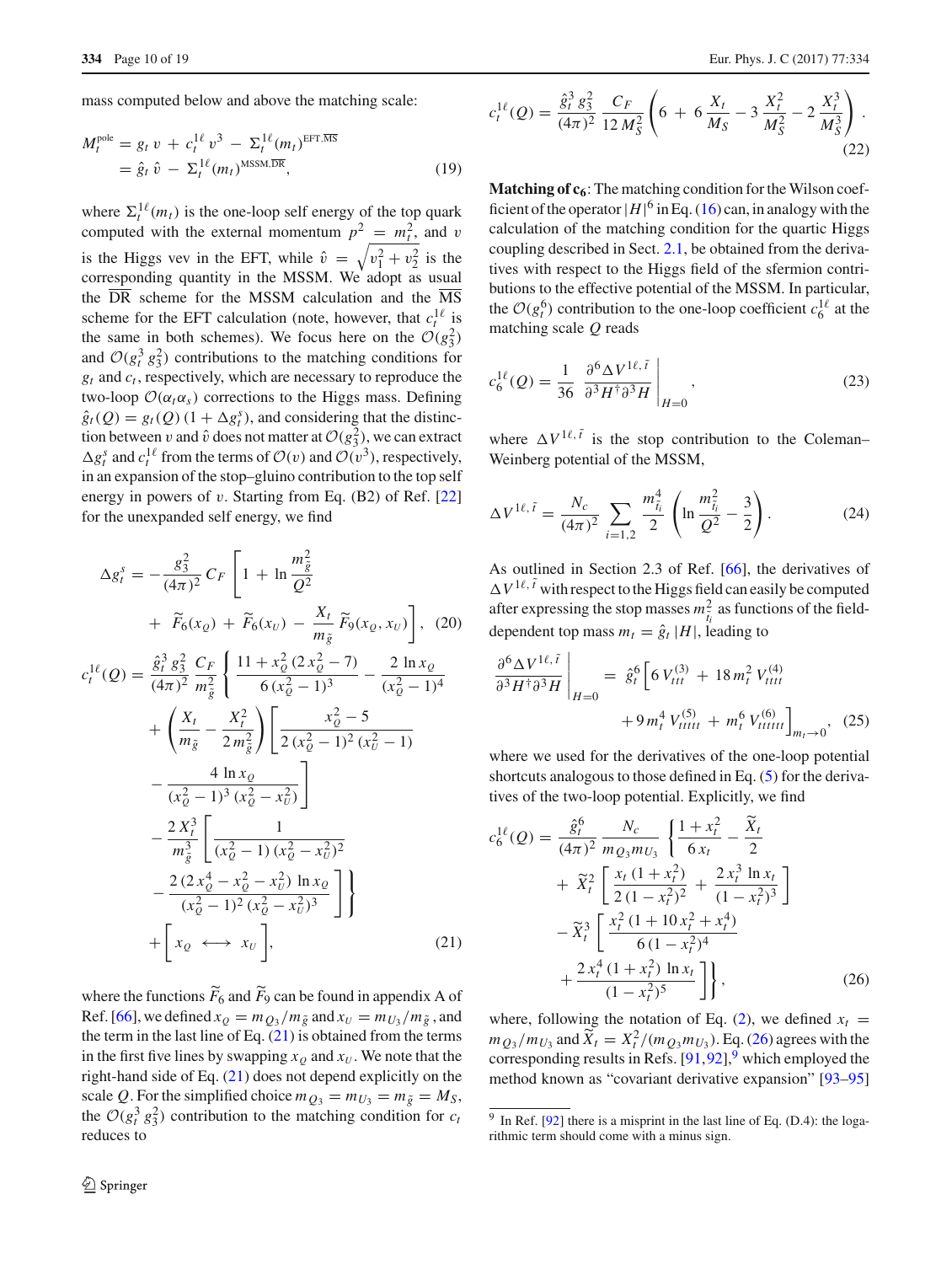mass computed below and above the matching scale:

$$
\begin{aligned}
M_t^{\rm pole} &= g_t\, v \,+\, c_t^{1\ell}\, v^3 \,-\, \Sigma_t^{1\ell}(m_t)^{\rm EFT,\overline{MS}}\\
&= \hat g_t\, \hat v \,-\, \Sigma_t^{1\ell}(m_t)^{\rm MSSM,\overline{DR}},
\end{aligned}
\tag{19}
$$

where $\Sigma_t^{1\ell}(m_t)$ is the one-loop self energy of the top quark computed with the external momentum $p^2 = m_t^2$, and $v$ is the Higgs vev in the EFT, while $\hat v = \sqrt{v_1^2+v_2^2}$ is the corresponding quantity in the MSSM. We adopt as usual the $\overline{\rm DR}$ scheme for the MSSM calculation and the $\overline{\rm MS}$ scheme for the EFT calculation (note, however, that $c_t^{1\ell}$ is the same in both schemes). We focus here on the $\mathcal{O}(g_3^2)$ and $\mathcal{O}(g_t^3\, g_3^2)$ contributions to the matching conditions for $g_t$ and $c_t$, respectively, which are necessary to reproduce the two-loop $\mathcal{O}(\alpha_t\alpha_s)$ corrections to the Higgs mass. Defining $\hat g_t(Q) = g_t(Q)\,(1+\Delta g_t^s)$, and considering that the distinction between $v$ and $\hat v$ does not matter at $\mathcal{O}(g_3^2)$, we can extract $\Delta g_t^s$ and $c_t^{1\ell}$ from the terms of $\mathcal{O}(v)$ and $\mathcal{O}(v^3)$, respectively, in an expansion of the stop–gluino contribution to the top self energy in powers of $v$. Starting from Eq. (B2) of Ref. [22] for the unexpanded self energy, we find

$$
\Delta g_t^s = -\frac{g_3^2}{(4\pi)^2}\, C_F\, \left[\,1 \,+\, \ln\frac{m_{\tilde g}^2}{Q^2} \,+\, \widetilde F_6(x_Q) \,+\, \widetilde F_6(x_U) \,-\, \frac{X_t}{m_{\tilde g}}\, \widetilde F_9(x_Q,x_U)\right], \tag{20}
$$

$$
\begin{aligned}
c_t^{1\ell}(Q) = \frac{\hat g_t^3\, g_3^2}{(4\pi)^2}\,\frac{C_F}{m_{\tilde g}^2}\,\Bigg\{ & \frac{11 + x_Q^2\,(2\,x_Q^2-7)}{6\,(x_Q^2-1)^3} - \frac{2\,\ln x_Q}{(x_Q^2-1)^4}\\
&+\left(\frac{X_t}{m_{\tilde g}} - \frac{X_t^2}{2\,m_{\tilde g}^2}\right)\left[\frac{x_Q^2-5}{2\,(x_Q^2-1)^2\,(x_U^2-1)} - \frac{4\,\ln x_Q}{(x_Q^2-1)^3\,(x_Q^2-x_U^2)}\right]\\
&-\frac{2\,X_t^3}{m_{\tilde g}^3}\left[\frac{1}{(x_Q^2-1)\,(x_Q^2-x_U^2)^2} - \frac{2\,(2\,x_Q^4-x_Q^2-x_U^2)\,\ln x_Q}{(x_Q^2-1)^2\,(x_Q^2-x_U^2)^3}\right]\Bigg\}\\
&+\Big[\,x_Q \;\longleftrightarrow\; x_U\,\Big],
\end{aligned}
\tag{21}
$$

where the functions $\widetilde F_6$ and $\widetilde F_9$ can be found in appendix A of Ref. [66], we defined $x_Q = m_{Q_3}/m_{\tilde g}$ and $x_U = m_{U_3}/m_{\tilde g}$, and the term in the last line of Eq. (21) is obtained from the terms in the first five lines by swapping $x_Q$ and $x_U$. We note that the right-hand side of Eq. (21) does not depend explicitly on the scale $Q$. For the simplified choice $m_{Q_3} = m_{U_3} = m_{\tilde g} = M_S$, the $\mathcal{O}(g_t^3\, g_3^2)$ contribution to the matching condition for $c_t$ reduces to

$$
c_t^{1\ell}(Q) = \frac{\hat g_t^3\, g_3^2}{(4\pi)^2}\,\frac{C_F}{12\,M_S^2}\left(6 \,+\, 6\,\frac{X_t}{M_S} - 3\,\frac{X_t^2}{M_S^2} - 2\,\frac{X_t^3}{M_S^3}\right). \tag{22}
$$

**Matching of $\mathbf{c_6}$**: The matching condition for the Wilson coefficient of the operator $|H|^6$ in Eq. (16) can, in analogy with the calculation of the matching condition for the quartic Higgs coupling described in Sect. 2.1, be obtained from the derivatives with respect to the Higgs field of the sfermion contributions to the effective potential of the MSSM. In particular, the $\mathcal{O}(g_t^6)$ contribution to the one-loop coefficient $c_6^{1\ell}$ at the matching scale $Q$ reads

$$
c_6^{1\ell}(Q) = \frac{1}{36}\;\frac{\partial^6\Delta V^{1\ell,\,\tilde t}}{\partial^3 H^\dagger\partial^3 H}\Bigg|_{H=0}, \tag{23}
$$

where $\Delta V^{1\ell,\,\tilde t}$ is the stop contribution to the Coleman–Weinberg potential of the MSSM,

$$
\Delta V^{1\ell,\,\tilde t} = \frac{N_c}{(4\pi)^2}\sum_{i=1,2}\frac{m_{\tilde t_i}^4}{2}\left(\ln\frac{m_{\tilde t_i}^2}{Q^2} - \frac{3}{2}\right). \tag{24}
$$

As outlined in Section 2.3 of Ref. [66], the derivatives of $\Delta V^{1\ell,\,\tilde t}$ with respect to the Higgs field can easily be computed after expressing the stop masses $m_{\tilde t_i}^2$ as functions of the field-dependent top mass $m_t = \hat g_t\,|H|$, leading to

$$
\frac{\partial^6\Delta V^{1\ell,\,\tilde t}}{\partial^3 H^\dagger\partial^3 H}\Bigg|_{H=0} = \hat g_t^6\Big[6\,V^{(3)}_{ttt} \,+\, 18\,m_t^2\,V^{(4)}_{tttt} \,+ 9\,m_t^4\,V^{(5)}_{ttttt} \,+\, m_t^6\,V^{(6)}_{tttttt}\Big]_{m_t\to 0}, \tag{25}
$$

where we used for the derivatives of the one-loop potential shortcuts analogous to those defined in Eq. (5) for the derivatives of the two-loop potential. Explicitly, we find

$$
\begin{aligned}
c_6^{1\ell}(Q) = \frac{\hat g_t^6}{(4\pi)^2}\,\frac{N_c}{m_{Q_3}m_{U_3}}\,\Bigg\{ & \frac{1+x_t^2}{6\,x_t} - \frac{\widetilde X_t}{2}\\
&+\widetilde X_t^2\left[\frac{x_t\,(1+x_t^2)}{2\,(1-x_t^2)^2} + \frac{2\,x_t^3\,\ln x_t}{(1-x_t^2)^3}\right]\\
&-\widetilde X_t^3\left[\frac{x_t^2\,(1+10\,x_t^2+x_t^4)}{6\,(1-x_t^2)^4} + \frac{2\,x_t^4\,(1+x_t^2)\,\ln x_t}{(1-x_t^2)^5}\right]\Bigg\},
\end{aligned}
\tag{26}
$$

where, following the notation of Eq. (2), we defined $x_t = m_{Q_3}/m_{U_3}$ and $\widetilde X_t = X_t^2/(m_{Q_3}m_{U_3})$. Eq. (26) agrees with the corresponding results in Refs. [91,92],[9] which employed the method known as "covariant derivative expansion" [93–95]

[9] In Ref. [92] there is a misprint in the last line of Eq. (D.4): the logarithmic term should come with a minus sign.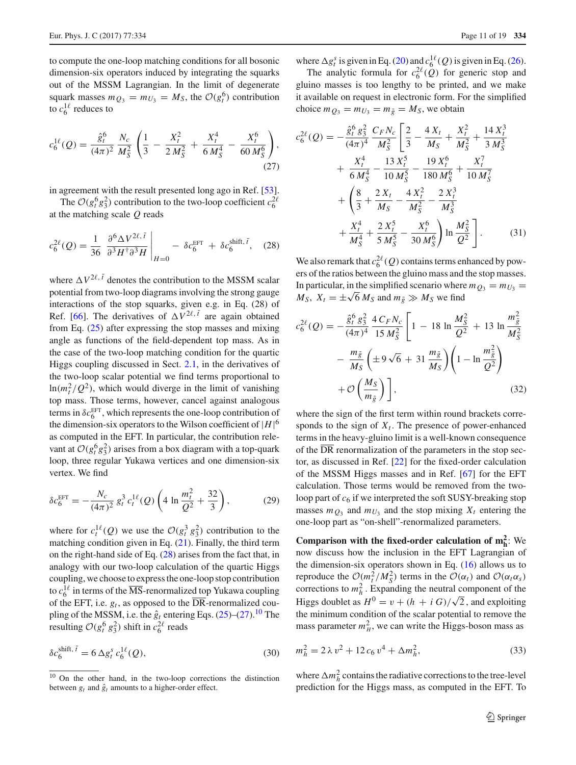to compute the one-loop matching conditions for all bosonic dimension-six operators induced by integrating the squarks out of the MSSM Lagrangian. In the limit of degenerate squark masses $m_{Q_3} = m_{U_3} = M_S$, the $\mathcal{O}(g_t^6)$ contribution to $c_6^{1\ell}$ reduces to

$$c_6^{1\ell}(Q) = \frac{\hat{g}_t^6}{(4\pi)^2}\,\frac{N_c}{M_S^2}\left(\frac{1}{3} - \frac{X_t^2}{2\,M_S^2} + \frac{X_t^4}{6\,M_S^4} - \frac{X_t^6}{60\,M_S^6}\right), \tag{27}$$

in agreement with the result presented long ago in Ref. [53].

The $\mathcal{O}(g_t^6 g_3^2)$ contribution to the two-loop coefficient $c_6^{2\ell}$ at the matching scale $Q$ reads

$$c_6^{2\ell}(Q) = \frac{1}{36}\,\left.\frac{\partial^6 \Delta V^{2\ell,\tilde{t}}}{\partial^3 H^\dagger \partial^3 H}\right|_{H=0} - \,\delta c_6^{\rm EFT} + \,\delta c_6^{{\rm shift},\tilde{t}}, \tag{28}$$

where $\Delta V^{2\ell,\tilde{t}}$ denotes the contribution to the MSSM scalar potential from two-loop diagrams involving the strong gauge interactions of the stop squarks, given e.g. in Eq. (28) of Ref. [66]. The derivatives of $\Delta V^{2\ell,\tilde{t}}$ are again obtained from Eq. (25) after expressing the stop masses and mixing angle as functions of the field-dependent top mass. As in the case of the two-loop matching condition for the quartic Higgs coupling discussed in Sect. 2.1, in the derivatives of the two-loop scalar potential we find terms proportional to $\ln(m_t^2/Q^2)$, which would diverge in the limit of vanishing top mass. Those terms, however, cancel against analogous terms in $\delta c_6^{\rm EFT}$, which represents the one-loop contribution of the dimension-six operators to the Wilson coefficient of $|H|^6$ as computed in the EFT. In particular, the contribution relevant at $\mathcal{O}(g_t^6 g_3^2)$ arises from a box diagram with a top-quark loop, three regular Yukawa vertices and one dimension-six vertex. We find

$$\delta c_6^{\rm EFT} = -\frac{N_c}{(4\pi)^2}\,g_t^3\,c_t^{1\ell}(Q)\left(4\,\ln\frac{m_t^2}{Q^2} + \frac{32}{3}\right), \tag{29}$$

where for $c_t^{1\ell}(Q)$ we use the $\mathcal{O}(g_t^3\,g_3^2)$ contribution to the matching condition given in Eq. (21). Finally, the third term on the right-hand side of Eq. (28) arises from the fact that, in analogy with our two-loop calculation of the quartic Higgs coupling, we choose to express the one-loop stop contribution to $c_6^{1\ell}$ in terms of the $\overline{\rm MS}$-renormalized top Yukawa coupling of the EFT, i.e. $g_t$, as opposed to the $\overline{\rm DR}$-renormalized coupling of the MSSM, i.e. the $\hat{g}_t$ entering Eqs. (25)–(27).[10] The resulting $\mathcal{O}(g_t^6\,g_3^2)$ shift in $c_6^{2\ell}$ reads

$$\delta c_6^{{\rm shift},\tilde{t}} = 6\,\Delta g_t^s\,c_6^{1\ell}(Q), \tag{30}$$

where $\Delta g_t^s$ is given in Eq. (20) and $c_6^{1\ell}(Q)$ is given in Eq. (26).

The analytic formula for $c_6^{2\ell}(Q)$ for generic stop and gluino masses is too lengthy to be printed, and we make it available on request in electronic form. For the simplified choice $m_{Q_3} = m_{U_3} = m_{\tilde{g}} = M_S$, we obtain

$$\begin{aligned} c_6^{2\ell}(Q) = -\frac{\hat{g}_t^6\,g_3^2}{(4\pi)^4}\,\frac{C_F N_c}{M_S^2}\Bigg[&\frac{2}{3} - \frac{4\,X_t}{M_S} + \frac{X_t^2}{M_S^2} + \frac{14\,X_t^3}{3\,M_S^3} \\ &+ \frac{X_t^4}{6\,M_S^4} - \frac{13\,X_t^5}{10\,M_S^5} - \frac{19\,X_t^6}{180\,M_S^6} + \frac{X_t^7}{10\,M_S^7} \\ &+ \left(\frac{8}{3} + \frac{2\,X_t}{M_S} - \frac{4\,X_t^2}{M_S^2} - \frac{2\,X_t^3}{M_S^3}\right. \\ &\left.+ \frac{X_t^4}{M_S^4} + \frac{2\,X_t^5}{5\,M_S^5} - \frac{X_t^6}{30\,M_S^6}\right)\ln\frac{M_S^2}{Q^2}\Bigg]. \end{aligned} \tag{31}$$

We also remark that $c_6^{2\ell}(Q)$ contains terms enhanced by powers of the ratios between the gluino mass and the stop masses. In particular, in the simplified scenario where $m_{Q_3} = m_{U_3} = M_S$, $X_t = \pm\sqrt{6}\,M_S$ and $m_{\tilde{g}} \gg M_S$ we find

$$\begin{aligned} c_6^{2\ell}(Q) = -\frac{\hat{g}_t^6\,g_3^2}{(4\pi)^4}\,\frac{4\,C_F N_c}{15\,M_S^2}\Bigg[&1 - 18\,\ln\frac{M_S^2}{Q^2} + 13\,\ln\frac{m_{\tilde{g}}^2}{M_S^2} \\ &- \frac{m_{\tilde{g}}}{M_S}\left(\pm 9\,\sqrt{6} + 31\,\frac{m_{\tilde{g}}}{M_S}\right)\left(1 - \ln\frac{m_{\tilde{g}}^2}{Q^2}\right) \\ &+ \mathcal{O}\left(\frac{M_S}{m_{\tilde{g}}}\right)\Bigg], \end{aligned} \tag{32}$$

where the sign of the first term within round brackets corresponds to the sign of $X_t$. The presence of power-enhanced terms in the heavy-gluino limit is a well-known consequence of the $\overline{\rm DR}$ renormalization of the parameters in the stop sector, as discussed in Ref. [22] for the fixed-order calculation of the MSSM Higgs masses and in Ref. [67] for the EFT calculation. Those terms would be removed from the two-loop part of $c_6$ if we interpreted the soft SUSY-breaking stop masses $m_{Q_3}$ and $m_{U_3}$ and the stop mixing $X_t$ entering the one-loop part as "on-shell"-renormalized parameters.

**Comparison with the fixed-order calculation of $\mathbf{m_h^2}$**: We now discuss how the inclusion in the EFT Lagrangian of the dimension-six operators shown in Eq. (16) allows us to reproduce the $\mathcal{O}(m_t^2/M_S^2)$ terms in the $\mathcal{O}(\alpha_t)$ and $\mathcal{O}(\alpha_t\alpha_s)$ corrections to $m_h^2$. Expanding the neutral component of the Higgs doublet as $H^0 = v + (h + i\,G)/\sqrt{2}$, and exploiting the minimum condition of the scalar potential to remove the mass parameter $m_H^2$, we can write the Higgs-boson mass as

$$m_h^2 = 2\,\lambda\,v^2 + 12\,c_6\,v^4 + \Delta m_h^2, \tag{33}$$

where $\Delta m_h^2$ contains the radiative corrections to the tree-level prediction for the Higgs mass, as computed in the EFT. To

---

[10] On the other hand, in the two-loop corrections the distinction between $g_t$ and $\hat{g}_t$ amounts to a higher-order effect.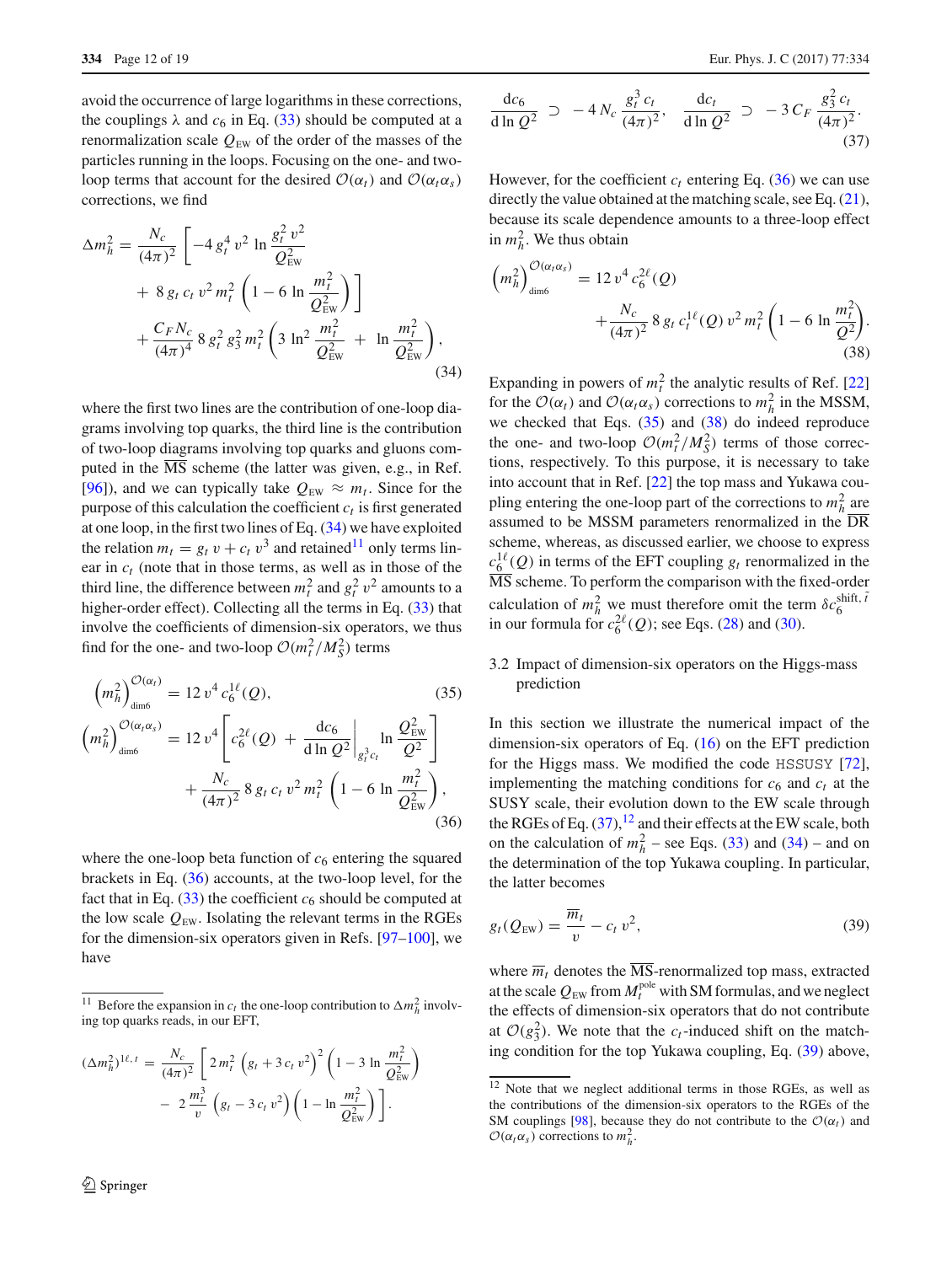avoid the occurrence of large logarithms in these corrections, the couplings $\lambda$ and $c_6$ in Eq. (33) should be computed at a renormalization scale $Q_{\rm EW}$ of the order of the masses of the particles running in the loops. Focusing on the one- and two-loop terms that account for the desired $\mathcal{O}(\alpha_t)$ and $\mathcal{O}(\alpha_t\alpha_s)$ corrections, we find

$$
\begin{aligned}
\Delta m_h^2 = \frac{N_c}{(4\pi)^2}\Bigg[ & -4\, g_t^4\, v^2 \,\ln\frac{g_t^2\, v^2}{Q_{\rm EW}^2} \\
& + 8\, g_t\, c_t\, v^2\, m_t^2 \left(1 - 6\,\ln\frac{m_t^2}{Q_{\rm EW}^2}\right)\Bigg] \\
& + \frac{C_F N_c}{(4\pi)^4}\, 8\, g_t^2\, g_3^2\, m_t^2 \left(3\,\ln^2\frac{m_t^2}{Q_{\rm EW}^2} \;+\; \ln\frac{m_t^2}{Q_{\rm EW}^2}\right),
\end{aligned}
\tag{34}
$$

where the first two lines are the contribution of one-loop diagrams involving top quarks, the third line is the contribution of two-loop diagrams involving top quarks and gluons computed in the $\overline{\rm MS}$ scheme (the latter was given, e.g., in Ref. [96]), and we can typically take $Q_{\rm EW} \approx m_t$. Since for the purpose of this calculation the coefficient $c_t$ is first generated at one loop, in the first two lines of Eq. (34) we have exploited the relation $m_t = g_t\, v + c_t\, v^3$ and retained[11] only terms linear in $c_t$ (note that in those terms, as well as in those of the third line, the difference between $m_t^2$ and $g_t^2\, v^2$ amounts to a higher-order effect). Collecting all the terms in Eq. (33) that involve the coefficients of dimension-six operators, we thus find for the one- and two-loop $\mathcal{O}(m_t^2/M_S^2)$ terms

$$
\left(m_h^2\right)^{\mathcal{O}(\alpha_t)}_{\rm dim6} = 12\, v^4\, c_6^{1\ell}(Q),
\tag{35}
$$

$$
\begin{aligned}
\left(m_h^2\right)^{\mathcal{O}(\alpha_t\alpha_s)}_{\rm dim6} = {} & 12\, v^4 \left[ c_6^{2\ell}(Q) \;+\; \left.\frac{{\rm d}c_6}{{\rm d}\ln Q^2}\right|_{g_t^3 c_t} \ln\frac{Q_{\rm EW}^2}{Q^2}\right] \\
& + \frac{N_c}{(4\pi)^2}\, 8\, g_t\, c_t\, v^2\, m_t^2 \left(1 - 6\,\ln\frac{m_t^2}{Q_{\rm EW}^2}\right),
\end{aligned}
\tag{36}
$$

where the one-loop beta function of $c_6$ entering the squared brackets in Eq. (36) accounts, at the two-loop level, for the fact that in Eq. (33) the coefficient $c_6$ should be computed at the low scale $Q_{\rm EW}$. Isolating the relevant terms in the RGEs for the dimension-six operators given in Refs. [97–100], we have

$$
\frac{{\rm d}c_6}{{\rm d}\ln Q^2} \;\supset\; -4\, N_c\, \frac{g_t^3\, c_t}{(4\pi)^2}, \qquad \frac{{\rm d}c_t}{{\rm d}\ln Q^2} \;\supset\; -3\, C_F\, \frac{g_3^2\, c_t}{(4\pi)^2}.
\tag{37}
$$

However, for the coefficient $c_t$ entering Eq. (36) we can use directly the value obtained at the matching scale, see Eq. (21), because its scale dependence amounts to a three-loop effect in $m_h^2$. We thus obtain

$$
\begin{aligned}
\left(m_h^2\right)^{\mathcal{O}(\alpha_t\alpha_s)}_{\rm dim6} = {} & 12\, v^4\, c_6^{2\ell}(Q) \\
& + \frac{N_c}{(4\pi)^2}\, 8\, g_t\, c_t^{1\ell}(Q)\, v^2\, m_t^2 \left(1 - 6\,\ln\frac{m_t^2}{Q^2}\right).
\end{aligned}
\tag{38}
$$

Expanding in powers of $m_t^2$ the analytic results of Ref. [22] for the $\mathcal{O}(\alpha_t)$ and $\mathcal{O}(\alpha_t\alpha_s)$ corrections to $m_h^2$ in the MSSM, we checked that Eqs. (35) and (38) do indeed reproduce the one- and two-loop $\mathcal{O}(m_t^2/M_S^2)$ terms of those corrections, respectively. To this purpose, it is necessary to take into account that in Ref. [22] the top mass and Yukawa coupling entering the one-loop part of the corrections to $m_h^2$ are assumed to be MSSM parameters renormalized in the $\overline{\rm DR}$ scheme, whereas, as discussed earlier, we choose to express $c_6^{1\ell}(Q)$ in terms of the EFT coupling $g_t$ renormalized in the $\overline{\rm MS}$ scheme. To perform the comparison with the fixed-order calculation of $m_h^2$ we must therefore omit the term $\delta c_6^{{\rm shift},\,\tilde t}$ in our formula for $c_6^{2\ell}(Q)$; see Eqs. (28) and (30).

### 3.2 Impact of dimension-six operators on the Higgs-mass prediction

In this section we illustrate the numerical impact of the dimension-six operators of Eq. (16) on the EFT prediction for the Higgs mass. We modified the code HSSUSY [72], implementing the matching conditions for $c_6$ and $c_t$ at the SUSY scale, their evolution down to the EW scale through the RGEs of Eq. (37),[12] and their effects at the EW scale, both on the calculation of $m_h^2$ – see Eqs. (33) and (34) – and on the determination of the top Yukawa coupling. In particular, the latter becomes

$$
g_t(Q_{\rm EW}) = \frac{\overline{m}_t}{v} - c_t\, v^2,
\tag{39}
$$

where $\overline{m}_t$ denotes the $\overline{\rm MS}$-renormalized top mass, extracted at the scale $Q_{\rm EW}$ from $M_t^{\rm pole}$ with SM formulas, and we neglect the effects of dimension-six operators that do not contribute at $\mathcal{O}(g_3^2)$. We note that the $c_t$-induced shift on the matching condition for the top Yukawa coupling, Eq. (39) above,

---

[11] Before the expansion in $c_t$ the one-loop contribution to $\Delta m_h^2$ involving top quarks reads, in our EFT,

$$
\begin{aligned}
(\Delta m_h^2)^{1\ell,\,t} = \frac{N_c}{(4\pi)^2}\Bigg[ & 2\, m_t^2 \left(g_t + 3\, c_t\, v^2\right)^2 \left(1 - 3\,\ln\frac{m_t^2}{Q_{\rm EW}^2}\right) \\
& - 2\,\frac{m_t^3}{v}\left(g_t - 3\, c_t\, v^2\right)\left(1 - \ln\frac{m_t^2}{Q_{\rm EW}^2}\right)\Bigg].
\end{aligned}
$$

[12] Note that we neglect additional terms in those RGEs, as well as the contributions of the dimension-six operators to the RGEs of the SM couplings [98], because they do not contribute to the $\mathcal{O}(\alpha_t)$ and $\mathcal{O}(\alpha_t\alpha_s)$ corrections to $m_h^2$.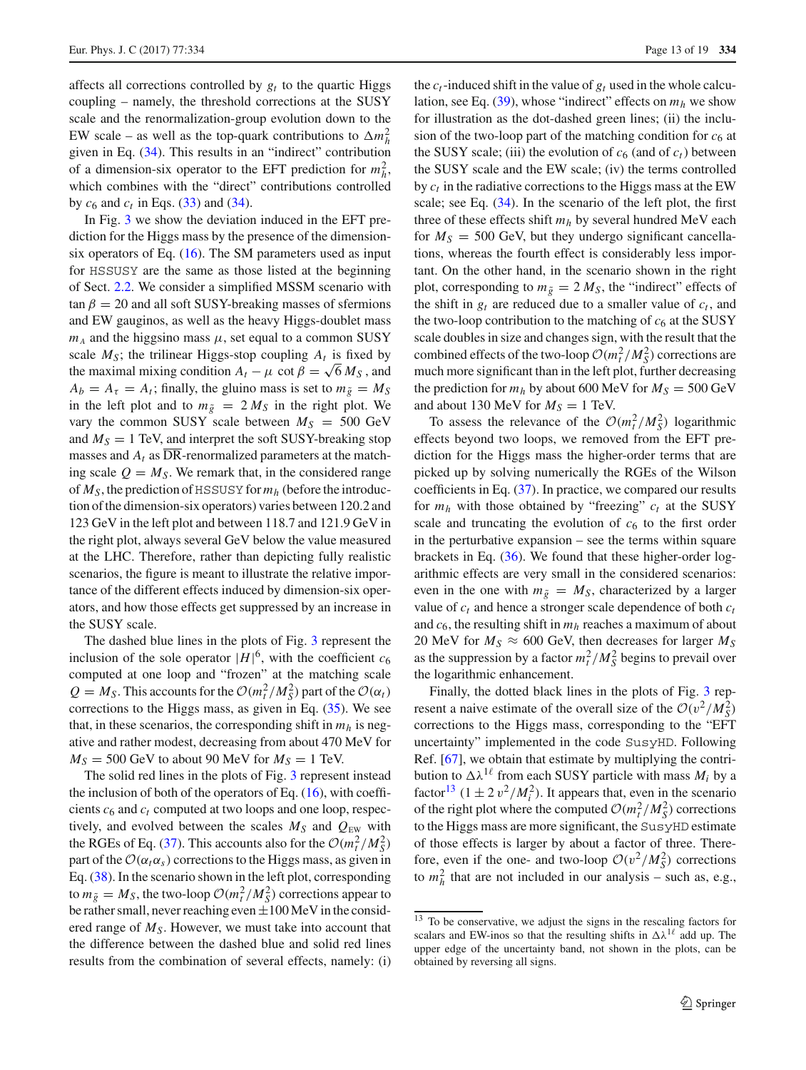affects all corrections controlled by $g_t$ to the quartic Higgs coupling – namely, the threshold corrections at the SUSY scale and the renormalization-group evolution down to the EW scale – as well as the top-quark contributions to $\Delta m_h^2$ given in Eq. (34). This results in an "indirect" contribution of a dimension-six operator to the EFT prediction for $m_h^2$, which combines with the "direct" contributions controlled by $c_6$ and $c_t$ in Eqs. (33) and (34).

In Fig. 3 we show the deviation induced in the EFT prediction for the Higgs mass by the presence of the dimension-six operators of Eq. (16). The SM parameters used as input for HSSUSY are the same as those listed at the beginning of Sect. 2.2. We consider a simplified MSSM scenario with $\tan\beta = 20$ and all soft SUSY-breaking masses of sfermions and EW gauginos, as well as the heavy Higgs-doublet mass $m_A$ and the higgsino mass $\mu$, set equal to a common SUSY scale $M_S$; the trilinear Higgs-stop coupling $A_t$ is fixed by the maximal mixing condition $A_t - \mu\,\cot\beta = \sqrt{6}\,M_S$ , and $A_b = A_\tau = A_t$; finally, the gluino mass is set to $m_{\tilde g} = M_S$ in the left plot and to $m_{\tilde g} = 2\,M_S$ in the right plot. We vary the common SUSY scale between $M_S = 500$ GeV and $M_S = 1$ TeV, and interpret the soft SUSY-breaking stop masses and $A_t$ as $\overline{\rm DR}$-renormalized parameters at the matching scale $Q = M_S$. We remark that, in the considered range of $M_S$, the prediction of HSSUSY for $m_h$ (before the introduction of the dimension-six operators) varies between 120.2 and 123 GeV in the left plot and between 118.7 and 121.9 GeV in the right plot, always several GeV below the value measured at the LHC. Therefore, rather than depicting fully realistic scenarios, the figure is meant to illustrate the relative importance of the different effects induced by dimension-six operators, and how those effects get suppressed by an increase in the SUSY scale.

The dashed blue lines in the plots of Fig. 3 represent the inclusion of the sole operator $|H|^6$, with the coefficient $c_6$ computed at one loop and "frozen" at the matching scale $Q = M_S$. This accounts for the $\mathcal{O}(m_t^2/M_S^2)$ part of the $\mathcal{O}(\alpha_t)$ corrections to the Higgs mass, as given in Eq. (35). We see that, in these scenarios, the corresponding shift in $m_h$ is negative and rather modest, decreasing from about 470 MeV for $M_S = 500$ GeV to about 90 MeV for $M_S = 1$ TeV.

The solid red lines in the plots of Fig. 3 represent instead the inclusion of both of the operators of Eq. (16), with coefficients $c_6$ and $c_t$ computed at two loops and one loop, respectively, and evolved between the scales $M_S$ and $Q_{\rm EW}$ with the RGEs of Eq. (37). This accounts also for the $\mathcal{O}(m_t^2/M_S^2)$ part of the $\mathcal{O}(\alpha_t\alpha_s)$ corrections to the Higgs mass, as given in Eq. (38). In the scenario shown in the left plot, corresponding to $m_{\tilde g} = M_S$, the two-loop $\mathcal{O}(m_t^2/M_S^2)$ corrections appear to be rather small, never reaching even $\pm 100$ MeV in the considered range of $M_S$. However, we must take into account that the difference between the dashed blue and solid red lines results from the combination of several effects, namely: (i) the $c_t$-induced shift in the value of $g_t$ used in the whole calculation, see Eq. (39), whose "indirect" effects on $m_h$ we show for illustration as the dot-dashed green lines; (ii) the inclusion of the two-loop part of the matching condition for $c_6$ at the SUSY scale; (iii) the evolution of $c_6$ (and of $c_t$) between the SUSY scale and the EW scale; (iv) the terms controlled by $c_t$ in the radiative corrections to the Higgs mass at the EW scale; see Eq. (34). In the scenario of the left plot, the first three of these effects shift $m_h$ by several hundred MeV each for $M_S = 500$ GeV, but they undergo significant cancellations, whereas the fourth effect is considerably less important. On the other hand, in the scenario shown in the right plot, corresponding to $m_{\tilde g} = 2\,M_S$, the "indirect" effects of the shift in $g_t$ are reduced due to a smaller value of $c_t$, and the two-loop contribution to the matching of $c_6$ at the SUSY scale doubles in size and changes sign, with the result that the combined effects of the two-loop $\mathcal{O}(m_t^2/M_S^2)$ corrections are much more significant than in the left plot, further decreasing the prediction for $m_h$ by about 600 MeV for $M_S = 500$ GeV and about 130 MeV for $M_S = 1$ TeV.

To assess the relevance of the $\mathcal{O}(m_t^2/M_S^2)$ logarithmic effects beyond two loops, we removed from the EFT prediction for the Higgs mass the higher-order terms that are picked up by solving numerically the RGEs of the Wilson coefficients in Eq. (37). In practice, we compared our results for $m_h$ with those obtained by "freezing" $c_t$ at the SUSY scale and truncating the evolution of $c_6$ to the first order in the perturbative expansion – see the terms within square brackets in Eq. (36). We found that these higher-order logarithmic effects are very small in the considered scenarios: even in the one with $m_{\tilde g} = M_S$, characterized by a larger value of $c_t$ and hence a stronger scale dependence of both $c_t$ and $c_6$, the resulting shift in $m_h$ reaches a maximum of about 20 MeV for $M_S \approx 600$ GeV, then decreases for larger $M_S$ as the suppression by a factor $m_t^2/M_S^2$ begins to prevail over the logarithmic enhancement.

Finally, the dotted black lines in the plots of Fig. 3 represent a naive estimate of the overall size of the $\mathcal{O}(v^2/M_S^2)$ corrections to the Higgs mass, corresponding to the "EFT uncertainty" implemented in the code SusyHD. Following Ref. [67], we obtain that estimate by multiplying the contribution to $\Delta\lambda^{1\ell}$ from each SUSY particle with mass $M_i$ by a factor[13] $(1 \pm 2\,v^2/M_i^2)$. It appears that, even in the scenario of the right plot where the computed $\mathcal{O}(m_t^2/M_S^2)$ corrections to the Higgs mass are more significant, the SusyHD estimate of those effects is larger by about a factor of three. Therefore, even if the one- and two-loop $\mathcal{O}(v^2/M_S^2)$ corrections to $m_h^2$ that are not included in our analysis – such as, e.g.,

[13] To be conservative, we adjust the signs in the rescaling factors for scalars and EW-inos so that the resulting shifts in $\Delta\lambda^{1\ell}$ add up. The upper edge of the uncertainty band, not shown in the plots, can be obtained by reversing all signs.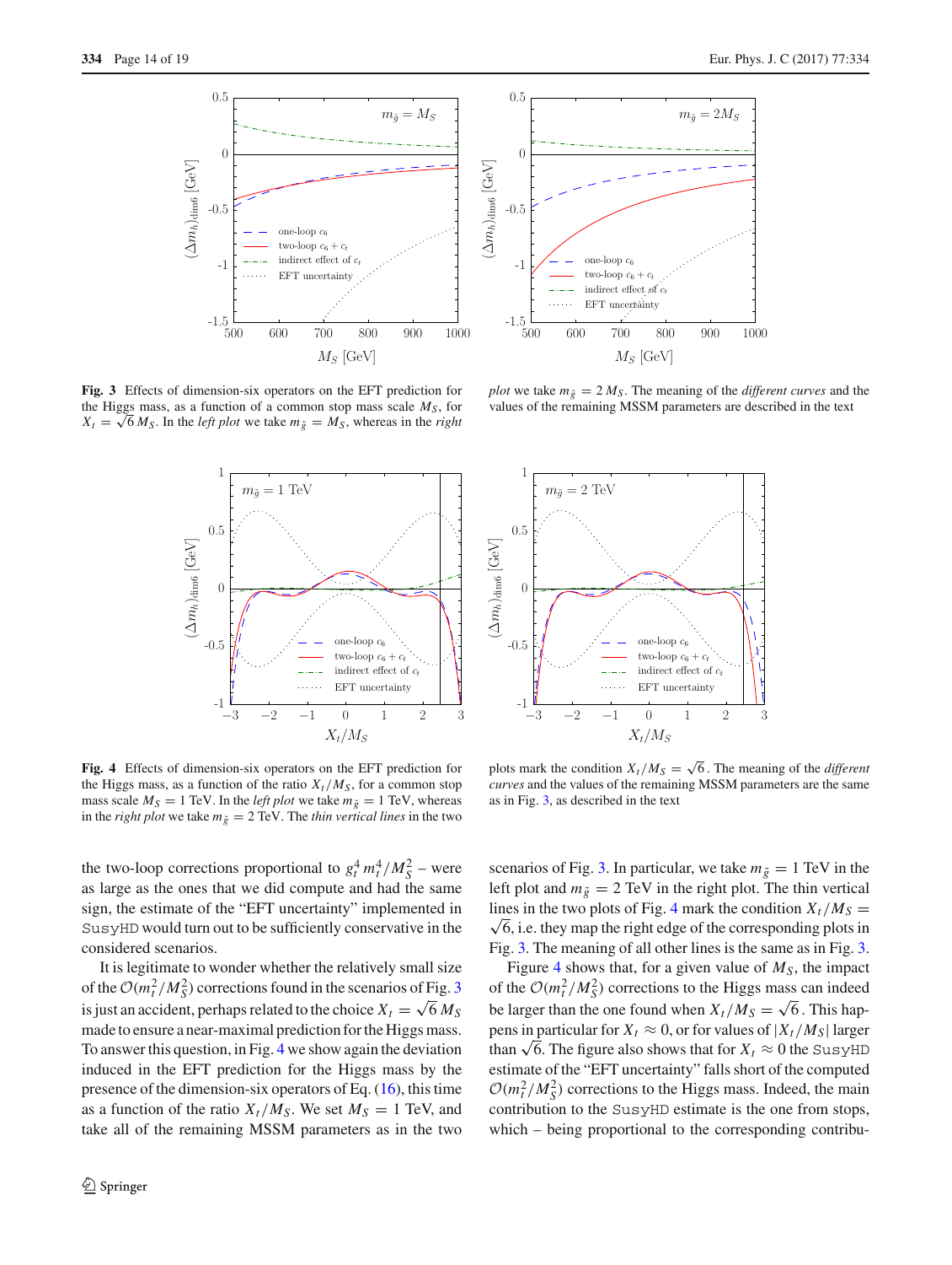**Fig. 3** Effects of dimension-six operators on the EFT prediction for the Higgs mass, as a function of a common stop mass scale $M_S$, for $X_t = \sqrt{6}\, M_S$. In the *left plot* we take $m_{\tilde{g}} = M_S$, whereas in the *right plot* we take $m_{\tilde{g}} = 2\, M_S$. The meaning of the *different curves* and the values of the remaining MSSM parameters are described in the text

**Fig. 4** Effects of dimension-six operators on the EFT prediction for the Higgs mass, as a function of the ratio $X_t/M_S$, for a common stop mass scale $M_S = 1$ TeV. In the *left plot* we take $m_{\tilde{g}} = 1$ TeV, whereas in the *right plot* we take $m_{\tilde{g}} = 2$ TeV. The *thin vertical lines* in the two plots mark the condition $X_t/M_S = \sqrt{6}$. The meaning of the *different curves* and the values of the remaining MSSM parameters are the same as in Fig. 3, as described in the text

the two-loop corrections proportional to $g_t^4\, m_t^4/M_S^2$ – were as large as the ones that we did compute and had the same sign, the estimate of the "EFT uncertainty" implemented in SusyHD would turn out to be sufficiently conservative in the considered scenarios.

It is legitimate to wonder whether the relatively small size of the $\mathcal{O}(m_t^2/M_S^2)$ corrections found in the scenarios of Fig. 3 is just an accident, perhaps related to the choice $X_t = \sqrt{6}\, M_S$ made to ensure a near-maximal prediction for the Higgs mass. To answer this question, in Fig. 4 we show again the deviation induced in the EFT prediction for the Higgs mass by the presence of the dimension-six operators of Eq. (16), this time as a function of the ratio $X_t/M_S$. We set $M_S = 1$ TeV, and take all of the remaining MSSM parameters as in the two scenarios of Fig. 3. In particular, we take $m_{\tilde{g}} = 1$ TeV in the left plot and $m_{\tilde{g}} = 2$ TeV in the right plot. The thin vertical lines in the two plots of Fig. 4 mark the condition $X_t/M_S = \sqrt{6}$, i.e. they map the right edge of the corresponding plots in Fig. 3. The meaning of all other lines is the same as in Fig. 3.

Figure 4 shows that, for a given value of $M_S$, the impact of the $\mathcal{O}(m_t^2/M_S^2)$ corrections to the Higgs mass can indeed be larger than the one found when $X_t/M_S = \sqrt{6}$. This happens in particular for $X_t \approx 0$, or for values of $|X_t/M_S|$ larger than $\sqrt{6}$. The figure also shows that for $X_t \approx 0$ the SusyHD estimate of the "EFT uncertainty" falls short of the computed $\mathcal{O}(m_t^2/M_S^2)$ corrections to the Higgs mass. Indeed, the main contribution to the SusyHD estimate is the one from stops, which – being proportional to the corresponding contribu-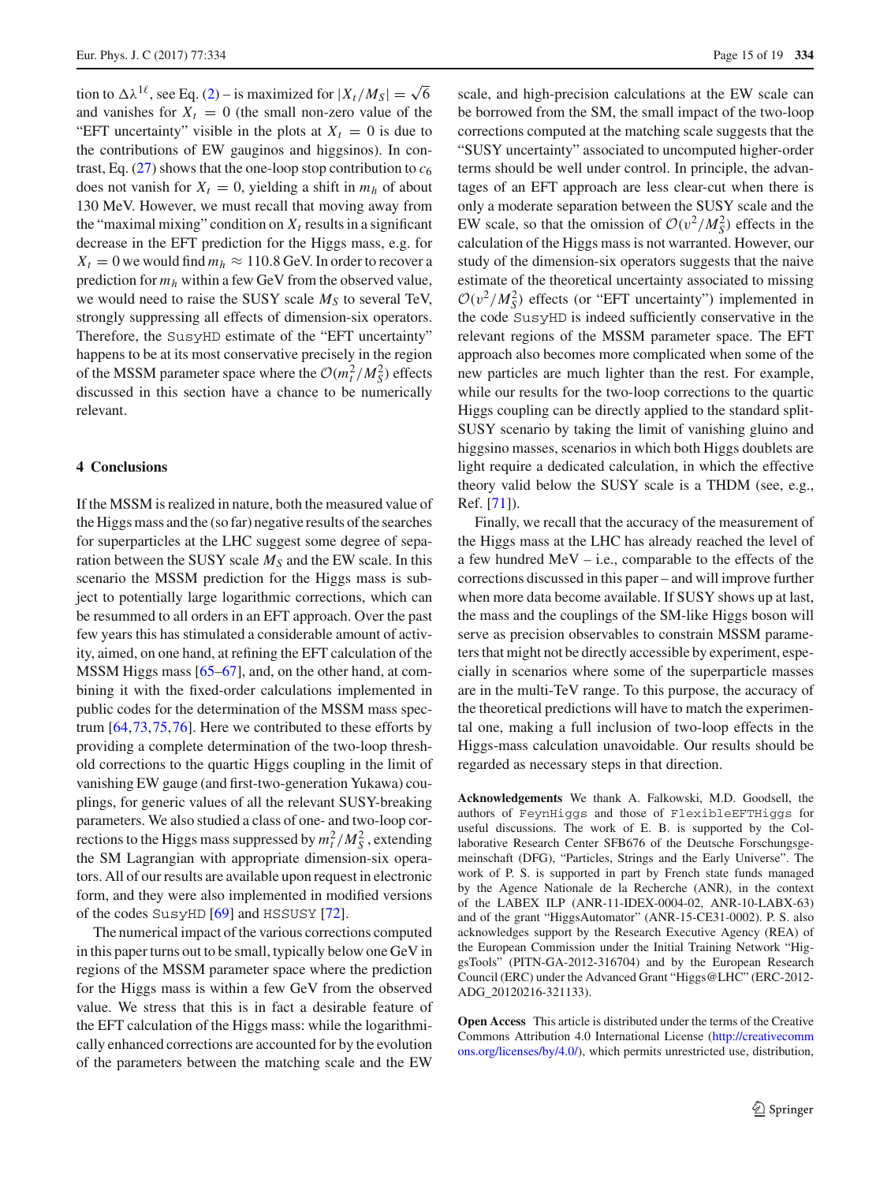tion to $\Delta\lambda^{1\ell}$, see Eq. (2) – is maximized for $|X_t/M_S| = \sqrt{6}$ and vanishes for $X_t = 0$ (the small non-zero value of the "EFT uncertainty" visible in the plots at $X_t = 0$ is due to the contributions of EW gauginos and higgsinos). In contrast, Eq. (27) shows that the one-loop stop contribution to $c_6$ does not vanish for $X_t = 0$, yielding a shift in $m_h$ of about 130 MeV. However, we must recall that moving away from the "maximal mixing" condition on $X_t$ results in a significant decrease in the EFT prediction for the Higgs mass, e.g. for $X_t = 0$ we would find $m_h \approx 110.8$ GeV. In order to recover a prediction for $m_h$ within a few GeV from the observed value, we would need to raise the SUSY scale $M_S$ to several TeV, strongly suppressing all effects of dimension-six operators. Therefore, the SusyHD estimate of the "EFT uncertainty" happens to be at its most conservative precisely in the region of the MSSM parameter space where the $\mathcal{O}(m_t^2/M_S^2)$ effects discussed in this section have a chance to be numerically relevant.

## 4 Conclusions

If the MSSM is realized in nature, both the measured value of the Higgs mass and the (so far) negative results of the searches for superparticles at the LHC suggest some degree of separation between the SUSY scale $M_S$ and the EW scale. In this scenario the MSSM prediction for the Higgs mass is subject to potentially large logarithmic corrections, which can be resummed to all orders in an EFT approach. Over the past few years this has stimulated a considerable amount of activity, aimed, on one hand, at refining the EFT calculation of the MSSM Higgs mass [65–67], and, on the other hand, at combining it with the fixed-order calculations implemented in public codes for the determination of the MSSM mass spectrum [64,73,75,76]. Here we contributed to these efforts by providing a complete determination of the two-loop threshold corrections to the quartic Higgs coupling in the limit of vanishing EW gauge (and first-two-generation Yukawa) couplings, for generic values of all the relevant SUSY-breaking parameters. We also studied a class of one- and two-loop corrections to the Higgs mass suppressed by $m_t^2/M_S^2$, extending the SM Lagrangian with appropriate dimension-six operators. All of our results are available upon request in electronic form, and they were also implemented in modified versions of the codes SusyHD [69] and HSSUSY [72].

The numerical impact of the various corrections computed in this paper turns out to be small, typically below one GeV in regions of the MSSM parameter space where the prediction for the Higgs mass is within a few GeV from the observed value. We stress that this is in fact a desirable feature of the EFT calculation of the Higgs mass: while the logarithmically enhanced corrections are accounted for by the evolution of the parameters between the matching scale and the EW scale, and high-precision calculations at the EW scale can be borrowed from the SM, the small impact of the two-loop corrections computed at the matching scale suggests that the "SUSY uncertainty" associated to uncomputed higher-order terms should be well under control. In principle, the advantages of an EFT approach are less clear-cut when there is only a moderate separation between the SUSY scale and the EW scale, so that the omission of $\mathcal{O}(v^2/M_S^2)$ effects in the calculation of the Higgs mass is not warranted. However, our study of the dimension-six operators suggests that the naive estimate of the theoretical uncertainty associated to missing $\mathcal{O}(v^2/M_S^2)$ effects (or "EFT uncertainty") implemented in the code SusyHD is indeed sufficiently conservative in the relevant regions of the MSSM parameter space. The EFT approach also becomes more complicated when some of the new particles are much lighter than the rest. For example, while our results for the two-loop corrections to the quartic Higgs coupling can be directly applied to the standard split-SUSY scenario by taking the limit of vanishing gluino and higgsino masses, scenarios in which both Higgs doublets are light require a dedicated calculation, in which the effective theory valid below the SUSY scale is a THDM (see, e.g., Ref. [71]).

Finally, we recall that the accuracy of the measurement of the Higgs mass at the LHC has already reached the level of a few hundred MeV – i.e., comparable to the effects of the corrections discussed in this paper – and will improve further when more data become available. If SUSY shows up at last, the mass and the couplings of the SM-like Higgs boson will serve as precision observables to constrain MSSM parameters that might not be directly accessible by experiment, especially in scenarios where some of the superparticle masses are in the multi-TeV range. To this purpose, the accuracy of the theoretical predictions will have to match the experimental one, making a full inclusion of two-loop effects in the Higgs-mass calculation unavoidable. Our results should be regarded as necessary steps in that direction.

**Acknowledgements** We thank A. Falkowski, M.D. Goodsell, the authors of FeynHiggs and those of FlexibleEFTHiggs for useful discussions. The work of E. B. is supported by the Collaborative Research Center SFB676 of the Deutsche Forschungsgemeinschaft (DFG), "Particles, Strings and the Early Universe". The work of P. S. is supported in part by French state funds managed by the Agence Nationale de la Recherche (ANR), in the context of the LABEX ILP (ANR-11-IDEX-0004-02, ANR-10-LABX-63) and of the grant "HiggsAutomator" (ANR-15-CE31-0002). P. S. also acknowledges support by the Research Executive Agency (REA) of the European Commission under the Initial Training Network "HiggsTools" (PITN-GA-2012-316704) and by the European Research Council (ERC) under the Advanced Grant "Higgs@LHC" (ERC-2012-ADG_20120216-321133).

**Open Access** This article is distributed under the terms of the Creative Commons Attribution 4.0 International License (http://creativecommons.org/licenses/by/4.0/), which permits unrestricted use, distribution,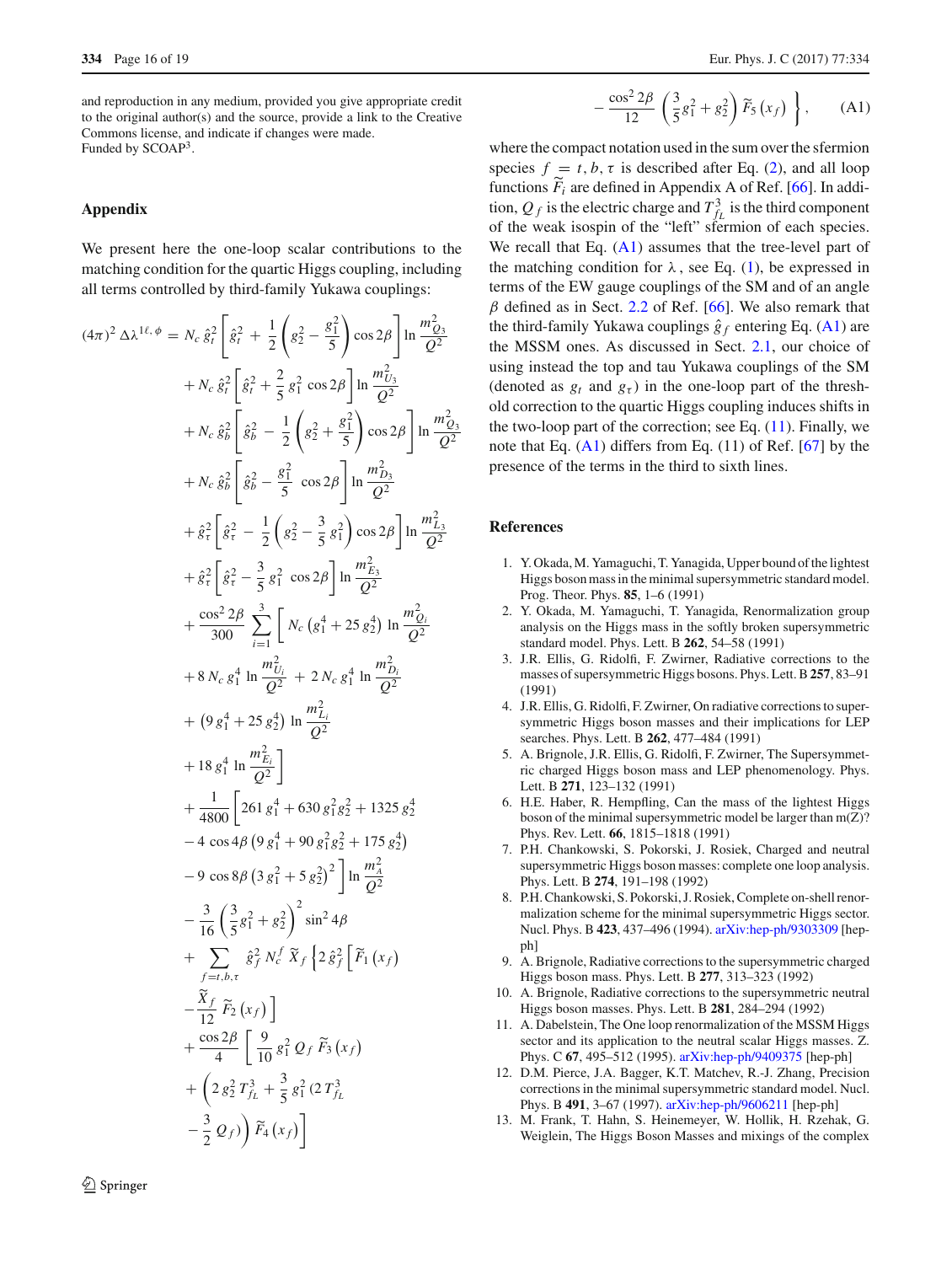and reproduction in any medium, provided you give appropriate credit to the original author(s) and the source, provide a link to the Creative Commons license, and indicate if changes were made.
Funded by SCOAP[3].

## Appendix

We present here the one-loop scalar contributions to the matching condition for the quartic Higgs coupling, including all terms controlled by third-family Yukawa couplings:

$$
\begin{aligned}
(4\pi)^2\,\Delta\lambda^{1\ell,\phi} =\;& N_c\,\hat{g}_t^2\left[\hat{g}_t^2 + \frac{1}{2}\left(g_2^2 - \frac{g_1^2}{5}\right)\cos 2\beta\right]\ln\frac{m_{Q_3}^2}{Q^2}\\
&+ N_c\,\hat{g}_t^2\left[\hat{g}_t^2 + \frac{2}{5}\,g_1^2\cos 2\beta\right]\ln\frac{m_{U_3}^2}{Q^2}\\
&+ N_c\,\hat{g}_b^2\left[\hat{g}_b^2 - \frac{1}{2}\left(g_2^2 + \frac{g_1^2}{5}\right)\cos 2\beta\right]\ln\frac{m_{Q_3}^2}{Q^2}\\
&+ N_c\,\hat{g}_b^2\left[\hat{g}_b^2 - \frac{g_1^2}{5}\,\cos 2\beta\right]\ln\frac{m_{D_3}^2}{Q^2}\\
&+ \hat{g}_\tau^2\left[\hat{g}_\tau^2 - \frac{1}{2}\left(g_2^2 - \frac{3}{5}\,g_1^2\right)\cos 2\beta\right]\ln\frac{m_{L_3}^2}{Q^2}\\
&+ \hat{g}_\tau^2\left[\hat{g}_\tau^2 - \frac{3}{5}\,g_1^2\,\cos 2\beta\right]\ln\frac{m_{E_3}^2}{Q^2}\\
&+ \frac{\cos^2 2\beta}{300}\sum_{i=1}^{3}\Bigg[N_c\left(g_1^4 + 25\,g_2^4\right)\ln\frac{m_{Q_i}^2}{Q^2}\\
&+ 8\,N_c\,g_1^4\,\ln\frac{m_{U_i}^2}{Q^2} + 2\,N_c\,g_1^4\,\ln\frac{m_{D_i}^2}{Q^2}\\
&+ \left(9\,g_1^4 + 25\,g_2^4\right)\ln\frac{m_{L_i}^2}{Q^2}\\
&+ 18\,g_1^4\,\ln\frac{m_{E_i}^2}{Q^2}\Bigg]\\
&+ \frac{1}{4800}\Big[261\,g_1^4 + 630\,g_1^2 g_2^2 + 1325\,g_2^4\\
&- 4\,\cos 4\beta\left(9\,g_1^4 + 90\,g_1^2 g_2^2 + 175\,g_2^4\right)\\
&- 9\,\cos 8\beta\left(3\,g_1^2 + 5\,g_2^2\right)^2\Big]\ln\frac{m_A^2}{Q^2}\\
&- \frac{3}{16}\left(\frac{3}{5}g_1^2 + g_2^2\right)^2\sin^2 4\beta\\
&+ \sum_{f=t,b,\tau}\hat{g}_f^2\,N_c^f\,\widetilde{X}_f\Bigg\{2\,\hat{g}_f^2\Big[\widetilde{F}_1\left(x_f\right)\\
&-\frac{\widetilde{X}_f}{12}\,\widetilde{F}_2\left(x_f\right)\Big]\\
&+ \frac{\cos 2\beta}{4}\Bigg[\frac{9}{10}\,g_1^2\,Q_f\,\widetilde{F}_3\left(x_f\right)\\
&+ \left(2\,g_2^2\,T_{f_L}^3 + \frac{3}{5}\,g_1^2\,(2\,T_{f_L}^3\right.\\
&\left.-\frac{3}{2}\,Q_f)\right)\widetilde{F}_4\left(x_f\right)\Bigg]\\
&- \frac{\cos^2 2\beta}{12}\left(\frac{3}{5}g_1^2 + g_2^2\right)\widetilde{F}_5\left(x_f\right)\Bigg\}, \qquad \text{(A1)}
\end{aligned}
$$

where the compact notation used in the sum over the sfermion species $f = t, b, \tau$ is described after Eq. (2), and all loop functions $\widetilde{F}_i$ are defined in Appendix A of Ref. [66]. In addition, $Q_f$ is the electric charge and $T_{f_L}^3$ is the third component of the weak isospin of the "left" sfermion of each species. We recall that Eq. (A1) assumes that the tree-level part of the matching condition for $\lambda$, see Eq. (1), be expressed in terms of the EW gauge couplings of the SM and of an angle $\beta$ defined as in Sect. 2.2 of Ref. [66]. We also remark that the third-family Yukawa couplings $\hat{g}_f$ entering Eq. (A1) are the MSSM ones. As discussed in Sect. 2.1, our choice of using instead the top and tau Yukawa couplings of the SM (denoted as $g_t$ and $g_\tau$) in the one-loop part of the threshold correction to the quartic Higgs coupling induces shifts in the two-loop part of the correction; see Eq. (11). Finally, we note that Eq. (A1) differs from Eq. (11) of Ref. [67] by the presence of the terms in the third to sixth lines.

## References

1. Y. Okada, M. Yamaguchi, T. Yanagida, Upper bound of the lightest Higgs boson mass in the minimal supersymmetric standard model. Prog. Theor. Phys. **85**, 1–6 (1991)
2. Y. Okada, M. Yamaguchi, T. Yanagida, Renormalization group analysis on the Higgs mass in the softly broken supersymmetric standard model. Phys. Lett. B **262**, 54–58 (1991)
3. J.R. Ellis, G. Ridolfi, F. Zwirner, Radiative corrections to the masses of supersymmetric Higgs bosons. Phys. Lett. B **257**, 83–91 (1991)
4. J.R. Ellis, G. Ridolfi, F. Zwirner, On radiative corrections to supersymmetric Higgs boson masses and their implications for LEP searches. Phys. Lett. B **262**, 477–484 (1991)
5. A. Brignole, J.R. Ellis, G. Ridolfi, F. Zwirner, The Supersymmetric charged Higgs boson mass and LEP phenomenology. Phys. Lett. B **271**, 123–132 (1991)
6. H.E. Haber, R. Hempfling, Can the mass of the lightest Higgs boson of the minimal supersymmetric model be larger than m(Z)? Phys. Rev. Lett. **66**, 1815–1818 (1991)
7. P.H. Chankowski, S. Pokorski, J. Rosiek, Charged and neutral supersymmetric Higgs boson masses: complete one loop analysis. Phys. Lett. B **274**, 191–198 (1992)
8. P.H. Chankowski, S. Pokorski, J. Rosiek, Complete on-shell renormalization scheme for the minimal supersymmetric Higgs sector. Nucl. Phys. B **423**, 437–496 (1994). arXiv:hep-ph/9303309 [hep-ph]
9. A. Brignole, Radiative corrections to the supersymmetric charged Higgs boson mass. Phys. Lett. B **277**, 313–323 (1992)
10. A. Brignole, Radiative corrections to the supersymmetric neutral Higgs boson masses. Phys. Lett. B **281**, 284–294 (1992)
11. A. Dabelstein, The One loop renormalization of the MSSM Higgs sector and its application to the neutral scalar Higgs masses. Z. Phys. C **67**, 495–512 (1995). arXiv:hep-ph/9409375 [hep-ph]
12. D.M. Pierce, J.A. Bagger, K.T. Matchev, R.-J. Zhang, Precision corrections in the minimal supersymmetric standard model. Nucl. Phys. B **491**, 3–67 (1997). arXiv:hep-ph/9606211 [hep-ph]
13. M. Frank, T. Hahn, S. Heinemeyer, W. Hollik, H. Rzehak, G. Weiglein, The Higgs Boson Masses and mixings of the complex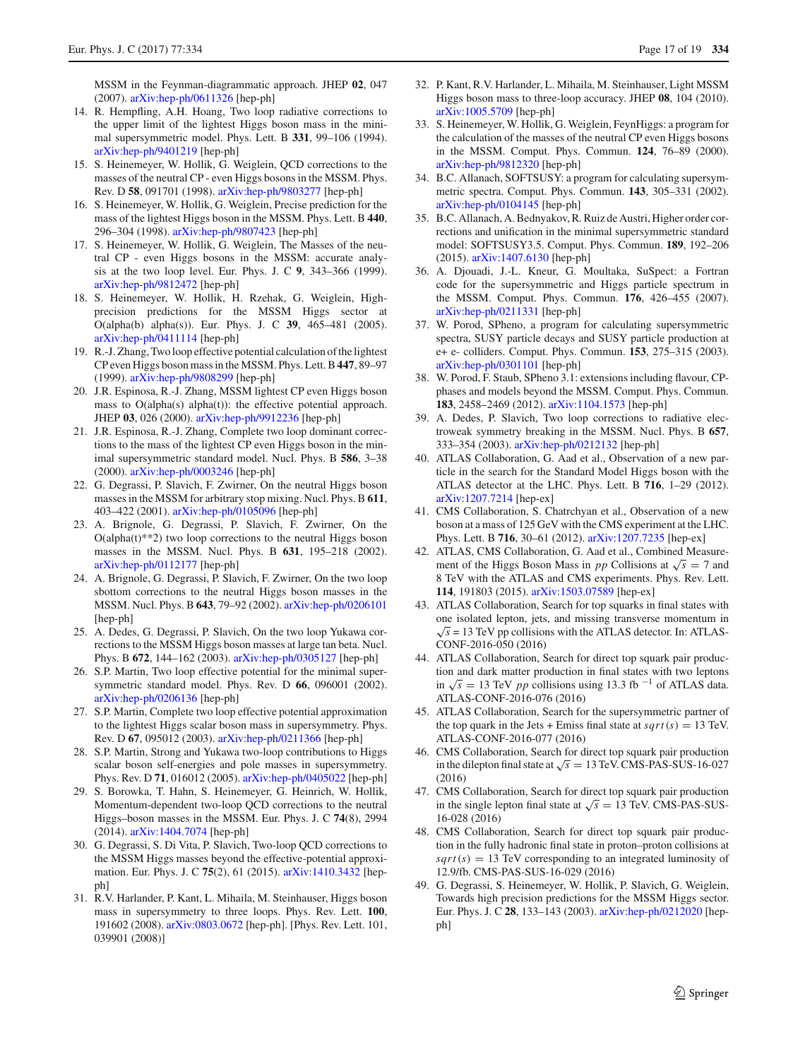MSSM in the Feynman-diagrammatic approach. JHEP **02**, 047 (2007). arXiv:hep-ph/0611326 [hep-ph]

14. R. Hempfling, A.H. Hoang, Two loop radiative corrections to the upper limit of the lightest Higgs boson mass in the minimal supersymmetric model. Phys. Lett. B **331**, 99–106 (1994). arXiv:hep-ph/9401219 [hep-ph]
15. S. Heinemeyer, W. Hollik, G. Weiglein, QCD corrections to the masses of the neutral CP - even Higgs bosons in the MSSM. Phys. Rev. D **58**, 091701 (1998). arXiv:hep-ph/9803277 [hep-ph]
16. S. Heinemeyer, W. Hollik, G. Weiglein, Precise prediction for the mass of the lightest Higgs boson in the MSSM. Phys. Lett. B **440**, 296–304 (1998). arXiv:hep-ph/9807423 [hep-ph]
17. S. Heinemeyer, W. Hollik, G. Weiglein, The Masses of the neutral CP - even Higgs bosons in the MSSM: accurate analysis at the two loop level. Eur. Phys. J. C **9**, 343–366 (1999). arXiv:hep-ph/9812472 [hep-ph]
18. S. Heinemeyer, W. Hollik, H. Rzehak, G. Weiglein, High-precision predictions for the MSSM Higgs sector at O(alpha(b) alpha(s)). Eur. Phys. J. C **39**, 465–481 (2005). arXiv:hep-ph/0411114 [hep-ph]
19. R.-J. Zhang, Two loop effective potential calculation of the lightest CP even Higgs boson mass in the MSSM. Phys. Lett. B **447**, 89–97 (1999). arXiv:hep-ph/9808299 [hep-ph]
20. J.R. Espinosa, R.-J. Zhang, MSSM lightest CP even Higgs boson mass to O(alpha(s) alpha(t)): the effective potential approach. JHEP **03**, 026 (2000). arXiv:hep-ph/9912236 [hep-ph]
21. J.R. Espinosa, R.-J. Zhang, Complete two loop dominant corrections to the mass of the lightest CP even Higgs boson in the minimal supersymmetric standard model. Nucl. Phys. B **586**, 3–38 (2000). arXiv:hep-ph/0003246 [hep-ph]
22. G. Degrassi, P. Slavich, F. Zwirner, On the neutral Higgs boson masses in the MSSM for arbitrary stop mixing. Nucl. Phys. B **611**, 403–422 (2001). arXiv:hep-ph/0105096 [hep-ph]
23. A. Brignole, G. Degrassi, P. Slavich, F. Zwirner, On the O(alpha(t)**2) two loop corrections to the neutral Higgs boson masses in the MSSM. Nucl. Phys. B **631**, 195–218 (2002). arXiv:hep-ph/0112177 [hep-ph]
24. A. Brignole, G. Degrassi, P. Slavich, F. Zwirner, On the two loop sbottom corrections to the neutral Higgs boson masses in the MSSM. Nucl. Phys. B **643**, 79–92 (2002). arXiv:hep-ph/0206101 [hep-ph]
25. A. Dedes, G. Degrassi, P. Slavich, On the two loop Yukawa corrections to the MSSM Higgs boson masses at large tan beta. Nucl. Phys. B **672**, 144–162 (2003). arXiv:hep-ph/0305127 [hep-ph]
26. S.P. Martin, Two loop effective potential for the minimal supersymmetric standard model. Phys. Rev. D **66**, 096001 (2002). arXiv:hep-ph/0206136 [hep-ph]
27. S.P. Martin, Complete two loop effective potential approximation to the lightest Higgs scalar boson mass in supersymmetry. Phys. Rev. D **67**, 095012 (2003). arXiv:hep-ph/0211366 [hep-ph]
28. S.P. Martin, Strong and Yukawa two-loop contributions to Higgs scalar boson self-energies and pole masses in supersymmetry. Phys. Rev. D **71**, 016012 (2005). arXiv:hep-ph/0405022 [hep-ph]
29. S. Borowka, T. Hahn, S. Heinemeyer, G. Heinrich, W. Hollik, Momentum-dependent two-loop QCD corrections to the neutral Higgs–boson masses in the MSSM. Eur. Phys. J. C **74**(8), 2994 (2014). arXiv:1404.7074 [hep-ph]
30. G. Degrassi, S. Di Vita, P. Slavich, Two-loop QCD corrections to the MSSM Higgs masses beyond the effective-potential approximation. Eur. Phys. J. C **75**(2), 61 (2015). arXiv:1410.3432 [hep-ph]
31. R.V. Harlander, P. Kant, L. Mihaila, M. Steinhauser, Higgs boson mass in supersymmetry to three loops. Phys. Rev. Lett. **100**, 191602 (2008). arXiv:0803.0672 [hep-ph]. [Phys. Rev. Lett. 101, 039901 (2008)]
32. P. Kant, R.V. Harlander, L. Mihaila, M. Steinhauser, Light MSSM Higgs boson mass to three-loop accuracy. JHEP **08**, 104 (2010). arXiv:1005.5709 [hep-ph]
33. S. Heinemeyer, W. Hollik, G. Weiglein, FeynHiggs: a program for the calculation of the masses of the neutral CP even Higgs bosons in the MSSM. Comput. Phys. Commun. **124**, 76–89 (2000). arXiv:hep-ph/9812320 [hep-ph]
34. B.C. Allanach, SOFTSUSY: a program for calculating supersymmetric spectra. Comput. Phys. Commun. **143**, 305–331 (2002). arXiv:hep-ph/0104145 [hep-ph]
35. B.C. Allanach, A. Bednyakov, R. Ruiz de Austri, Higher order corrections and unification in the minimal supersymmetric standard model: SOFTSUSY3.5. Comput. Phys. Commun. **189**, 192–206 (2015). arXiv:1407.6130 [hep-ph]
36. A. Djouadi, J.-L. Kneur, G. Moultaka, SuSpect: a Fortran code for the supersymmetric and Higgs particle spectrum in the MSSM. Comput. Phys. Commun. **176**, 426–455 (2007). arXiv:hep-ph/0211331 [hep-ph]
37. W. Porod, SPheno, a program for calculating supersymmetric spectra, SUSY particle decays and SUSY particle production at e+ e- colliders. Comput. Phys. Commun. **153**, 275–315 (2003). arXiv:hep-ph/0301101 [hep-ph]
38. W. Porod, F. Staub, SPheno 3.1: extensions including flavour, CP-phases and models beyond the MSSM. Comput. Phys. Commun. **183**, 2458–2469 (2012). arXiv:1104.1573 [hep-ph]
39. A. Dedes, P. Slavich, Two loop corrections to radiative electroweak symmetry breaking in the MSSM. Nucl. Phys. B **657**, 333–354 (2003). arXiv:hep-ph/0212132 [hep-ph]
40. ATLAS Collaboration, G. Aad et al., Observation of a new particle in the search for the Standard Model Higgs boson with the ATLAS detector at the LHC. Phys. Lett. B **716**, 1–29 (2012). arXiv:1207.7214 [hep-ex]
41. CMS Collaboration, S. Chatrchyan et al., Observation of a new boson at a mass of 125 GeV with the CMS experiment at the LHC. Phys. Lett. B **716**, 30–61 (2012). arXiv:1207.7235 [hep-ex]
42. ATLAS, CMS Collaboration, G. Aad et al., Combined Measurement of the Higgs Boson Mass in $pp$ Collisions at $\sqrt{s} = 7$ and 8 TeV with the ATLAS and CMS experiments. Phys. Rev. Lett. **114**, 191803 (2015). arXiv:1503.07589 [hep-ex]
43. ATLAS Collaboration, Search for top squarks in final states with one isolated lepton, jets, and missing transverse momentum in $\sqrt{s} = 13$ TeV pp collisions with the ATLAS detector. In: ATLAS-CONF-2016-050 (2016)
44. ATLAS Collaboration, Search for direct top squark pair production and dark matter production in final states with two leptons in $\sqrt{s} = 13$ TeV $pp$ collisions using 13.3 fb $^{-1}$ of ATLAS data. ATLAS-CONF-2016-076 (2016)
45. ATLAS Collaboration, Search for the supersymmetric partner of the top quark in the Jets + Emiss final state at $sqrt(s) = 13$ TeV. ATLAS-CONF-2016-077 (2016)
46. CMS Collaboration, Search for direct top squark pair production in the dilepton final state at $\sqrt{s} = 13$ TeV. CMS-PAS-SUS-16-027 (2016)
47. CMS Collaboration, Search for direct top squark pair production in the single lepton final state at $\sqrt{s} = 13$ TeV. CMS-PAS-SUS-16-028 (2016)
48. CMS Collaboration, Search for direct top squark pair production in the fully hadronic final state in proton–proton collisions at $sqrt(s) = 13$ TeV corresponding to an integrated luminosity of 12.9/fb. CMS-PAS-SUS-16-029 (2016)
49. G. Degrassi, S. Heinemeyer, W. Hollik, P. Slavich, G. Weiglein, Towards high precision predictions for the MSSM Higgs sector. Eur. Phys. J. C **28**, 133–143 (2003). arXiv:hep-ph/0212020 [hep-ph]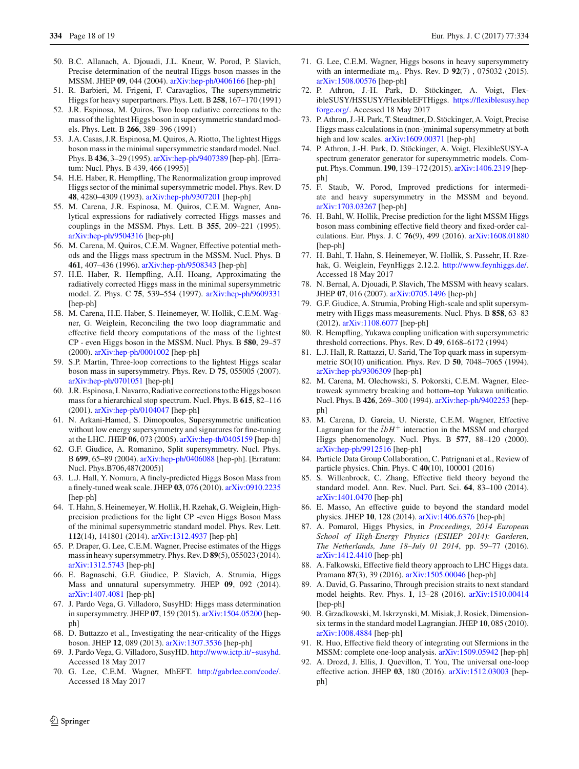50. B.C. Allanach, A. Djouadi, J.L. Kneur, W. Porod, P. Slavich, Precise determination of the neutral Higgs boson masses in the MSSM. JHEP **09**, 044 (2004). arXiv:hep-ph/0406166 [hep-ph]
51. R. Barbieri, M. Frigeni, F. Caravaglios, The supersymmetric Higgs for heavy superpartners. Phys. Lett. B **258**, 167–170 (1991)
52. J.R. Espinosa, M. Quiros, Two loop radiative corrections to the mass of the lightest Higgs boson in supersymmetric standard models. Phys. Lett. B **266**, 389–396 (1991)
53. J.A. Casas, J.R. Espinosa, M. Quiros, A. Riotto, The lightest Higgs boson mass in the minimal supersymmetric standard model. Nucl. Phys. B **436**, 3–29 (1995). arXiv:hep-ph/9407389 [hep-ph]. [Erratum: Nucl. Phys. B 439, 466 (1995)]
54. H.E. Haber, R. Hempfling, The Renormalization group improved Higgs sector of the minimal supersymmetric model. Phys. Rev. D **48**, 4280–4309 (1993). arXiv:hep-ph/9307201 [hep-ph]
55. M. Carena, J.R. Espinosa, M. Quiros, C.E.M. Wagner, Analytical expressions for radiatively corrected Higgs masses and couplings in the MSSM. Phys. Lett. B **355**, 209–221 (1995). arXiv:hep-ph/9504316 [hep-ph]
56. M. Carena, M. Quiros, C.E.M. Wagner, Effective potential methods and the Higgs mass spectrum in the MSSM. Nucl. Phys. B **461**, 407–436 (1996). arXiv:hep-ph/9508343 [hep-ph]
57. H.E. Haber, R. Hempfling, A.H. Hoang, Approximating the radiatively corrected Higgs mass in the minimal supersymmetric model. Z. Phys. C **75**, 539–554 (1997). arXiv:hep-ph/9609331 [hep-ph]
58. M. Carena, H.E. Haber, S. Heinemeyer, W. Hollik, C.E.M. Wagner, G. Weiglein, Reconciling the two loop diagrammatic and effective field theory computations of the mass of the lightest CP - even Higgs boson in the MSSM. Nucl. Phys. B **580**, 29–57 (2000). arXiv:hep-ph/0001002 [hep-ph]
59. S.P. Martin, Three-loop corrections to the lightest Higgs scalar boson mass in supersymmetry. Phys. Rev. D **75**, 055005 (2007). arXiv:hep-ph/0701051 [hep-ph]
60. J.R. Espinosa, I. Navarro, Radiative corrections to the Higgs boson mass for a hierarchical stop spectrum. Nucl. Phys. B **615**, 82–116 (2001). arXiv:hep-ph/0104047 [hep-ph]
61. N. Arkani-Hamed, S. Dimopoulos, Supersymmetric unification without low energy supersymmetry and signatures for fine-tuning at the LHC. JHEP **06**, 073 (2005). arXiv:hep-th/0405159 [hep-th]
62. G.F. Giudice, A. Romanino, Split supersymmetry. Nucl. Phys. B **699**, 65–89 (2004). arXiv:hep-ph/0406088 [hep-ph]. [Erratum: Nucl. Phys.B706,487(2005)]
63. L.J. Hall, Y. Nomura, A finely-predicted Higgs Boson Mass from a finely-tuned weak scale. JHEP **03**, 076 (2010). arXiv:0910.2235 [hep-ph]
64. T. Hahn, S. Heinemeyer, W. Hollik, H. Rzehak, G. Weiglein, High-precision predictions for the light CP -even Higgs Boson Mass of the minimal supersymmetric standard model. Phys. Rev. Lett. **112**(14), 141801 (2014). arXiv:1312.4937 [hep-ph]
65. P. Draper, G. Lee, C.E.M. Wagner, Precise estimates of the Higgs mass in heavy supersymmetry. Phys. Rev. D **89**(5), 055023 (2014). arXiv:1312.5743 [hep-ph]
66. E. Bagnaschi, G.F. Giudice, P. Slavich, A. Strumia, Higgs Mass and unnatural supersymmetry. JHEP **09**, 092 (2014). arXiv:1407.4081 [hep-ph]
67. J. Pardo Vega, G. Villadoro, SusyHD: Higgs mass determination in supersymmetry. JHEP **07**, 159 (2015). arXiv:1504.05200 [hep-ph]
68. D. Buttazzo et al., Investigating the near-criticality of the Higgs boson. JHEP **12**, 089 (2013). arXiv:1307.3536 [hep-ph]
69. J. Pardo Vega, G. Villadoro, SusyHD. http://www.ictp.it/~susyhd. Accessed 18 May 2017
70. G. Lee, C.E.M. Wagner, MhEFT. http://gabrlee.com/code/. Accessed 18 May 2017
71. G. Lee, C.E.M. Wagner, Higgs bosons in heavy supersymmetry with an intermediate m$_A$. Phys. Rev. D **92**(7) , 075032 (2015). arXiv:1508.00576 [hep-ph]
72. P. Athron, J.-H. Park, D. Stöckinger, A. Voigt, FlexibleSUSY/HSSUSY/FlexibleEFTHiggs. https://flexiblesusy.hepforge.org/. Accessed 18 May 2017
73. P. Athron, J.-H. Park, T. Steudtner, D. Stöckinger, A. Voigt, Precise Higgs mass calculations in (non-)minimal supersymmetry at both high and low scales. arXiv:1609.00371 [hep-ph]
74. P. Athron, J.-H. Park, D. Stöckinger, A. Voigt, FlexibleSUSY-A spectrum generator generator for supersymmetric models. Comput. Phys. Commun. **190**, 139–172 (2015). arXiv:1406.2319 [hep-ph]
75. F. Staub, W. Porod, Improved predictions for intermediate and heavy supersymmetry in the MSSM and beyond. arXiv:1703.03267 [hep-ph]
76. H. Bahl, W. Hollik, Precise prediction for the light MSSM Higgs boson mass combining effective field theory and fixed-order calculations. Eur. Phys. J. C **76**(9), 499 (2016). arXiv:1608.01880 [hep-ph]
77. H. Bahl, T. Hahn, S. Heinemeyer, W. Hollik, S. Passehr, H. Rzehak, G. Weiglein, FeynHiggs 2.12.2. http://www.feynhiggs.de/. Accessed 18 May 2017
78. N. Bernal, A. Djouadi, P. Slavich, The MSSM with heavy scalars. JHEP **07**, 016 (2007). arXiv:0705.1496 [hep-ph]
79. G.F. Giudice, A. Strumia, Probing High-scale and split supersymmetry with Higgs mass measurements. Nucl. Phys. B **858**, 63–83 (2012). arXiv:1108.6077 [hep-ph]
80. R. Hempfling, Yukawa coupling unification with supersymmetric threshold corrections. Phys. Rev. D **49**, 6168–6172 (1994)
81. L.J. Hall, R. Rattazzi, U. Sarid, The Top quark mass in supersymmetric SO(10) unification. Phys. Rev. D **50**, 7048–7065 (1994). arXiv:hep-ph/9306309 [hep-ph]
82. M. Carena, M. Olechowski, S. Pokorski, C.E.M. Wagner, Electroweak symmetry breaking and bottom–top Yukawa unificatio. Nucl. Phys. B **426**, 269–300 (1994). arXiv:hep-ph/9402253 [hep-ph]
83. M. Carena, D. Garcia, U. Nierste, C.E.M. Wagner, Effective Lagrangian for the $\bar{t}bH^+$ interaction in the MSSM and charged Higgs phenomenology. Nucl. Phys. B **577**, 88–120 (2000). arXiv:hep-ph/9912516 [hep-ph]
84. Particle Data Group Collaboration, C. Patrignani et al., Review of particle physics. Chin. Phys. C **40**(10), 100001 (2016)
85. S. Willenbrock, C. Zhang, Effective field theory beyond the standard model. Ann. Rev. Nucl. Part. Sci. **64**, 83–100 (2014). arXiv:1401.0470 [hep-ph]
86. E. Masso, An effective guide to beyond the standard model physics. JHEP **10**, 128 (2014). arXiv:1406.6376 [hep-ph]
87. A. Pomarol, Higgs Physics, in *Proceedings, 2014 European School of High-Energy Physics (ESHEP 2014): Garderen, The Netherlands, June 18–July 01 2014*, pp. 59–77 (2016). arXiv:1412.4410 [hep-ph]
88. A. Falkowski, Effective field theory approach to LHC Higgs data. Pramana **87**(3), 39 (2016). arXiv:1505.00046 [hep-ph]
89. A. David, G. Passarino, Through precision straits to next standard model heights. Rev. Phys. **1**, 13–28 (2016). arXiv:1510.00414 [hep-ph]
90. B. Grzadkowski, M. Iskrzynski, M. Misiak, J. Rosiek, Dimension-six terms in the standard model Lagrangian. JHEP **10**, 085 (2010). arXiv:1008.4884 [hep-ph]
91. R. Huo, Effective field theory of integrating out Sfermions in the MSSM: complete one-loop analysis. arXiv:1509.05942 [hep-ph]
92. A. Drozd, J. Ellis, J. Quevillon, T. You, The universal one-loop effective action. JHEP **03**, 180 (2016). arXiv:1512.03003 [hep-ph]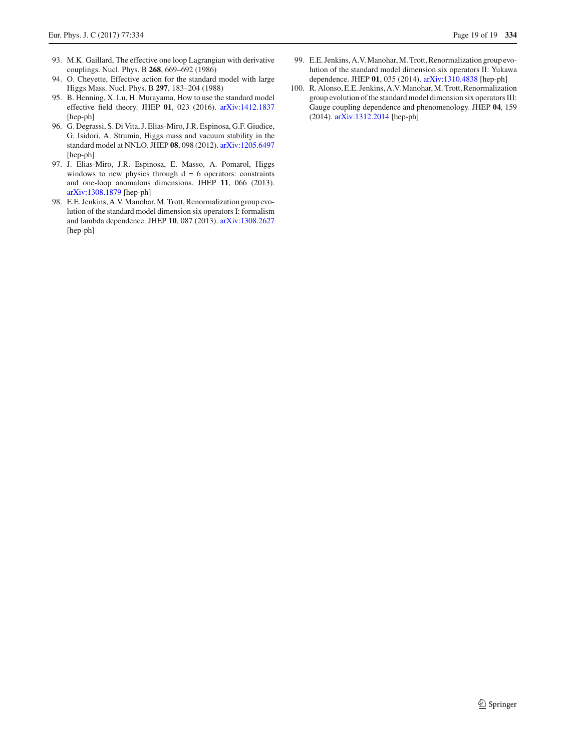93. M.K. Gaillard, The effective one loop Lagrangian with derivative couplings. Nucl. Phys. B **268**, 669–692 (1986)
94. O. Cheyette, Effective action for the standard model with large Higgs Mass. Nucl. Phys. B **297**, 183–204 (1988)
95. B. Henning, X. Lu, H. Murayama, How to use the standard model effective field theory. JHEP **01**, 023 (2016). arXiv:1412.1837 [hep-ph]
96. G. Degrassi, S. Di Vita, J. Elias-Miro, J.R. Espinosa, G.F. Giudice, G. Isidori, A. Strumia, Higgs mass and vacuum stability in the standard model at NNLO. JHEP **08**, 098 (2012). arXiv:1205.6497 [hep-ph]
97. J. Elias-Miro, J.R. Espinosa, E. Masso, A. Pomarol, Higgs windows to new physics through d = 6 operators: constraints and one-loop anomalous dimensions. JHEP **11**, 066 (2013). arXiv:1308.1879 [hep-ph]
98. E.E. Jenkins, A.V. Manohar, M. Trott, Renormalization group evolution of the standard model dimension six operators I: formalism and lambda dependence. JHEP **10**, 087 (2013). arXiv:1308.2627 [hep-ph]
99. E.E. Jenkins, A.V. Manohar, M. Trott, Renormalization group evolution of the standard model dimension six operators II: Yukawa dependence. JHEP **01**, 035 (2014). arXiv:1310.4838 [hep-ph]
100. R. Alonso, E.E. Jenkins, A.V. Manohar, M. Trott, Renormalization group evolution of the standard model dimension six operators III: Gauge coupling dependence and phenomenology. JHEP **04**, 159 (2014). arXiv:1312.2014 [hep-ph]